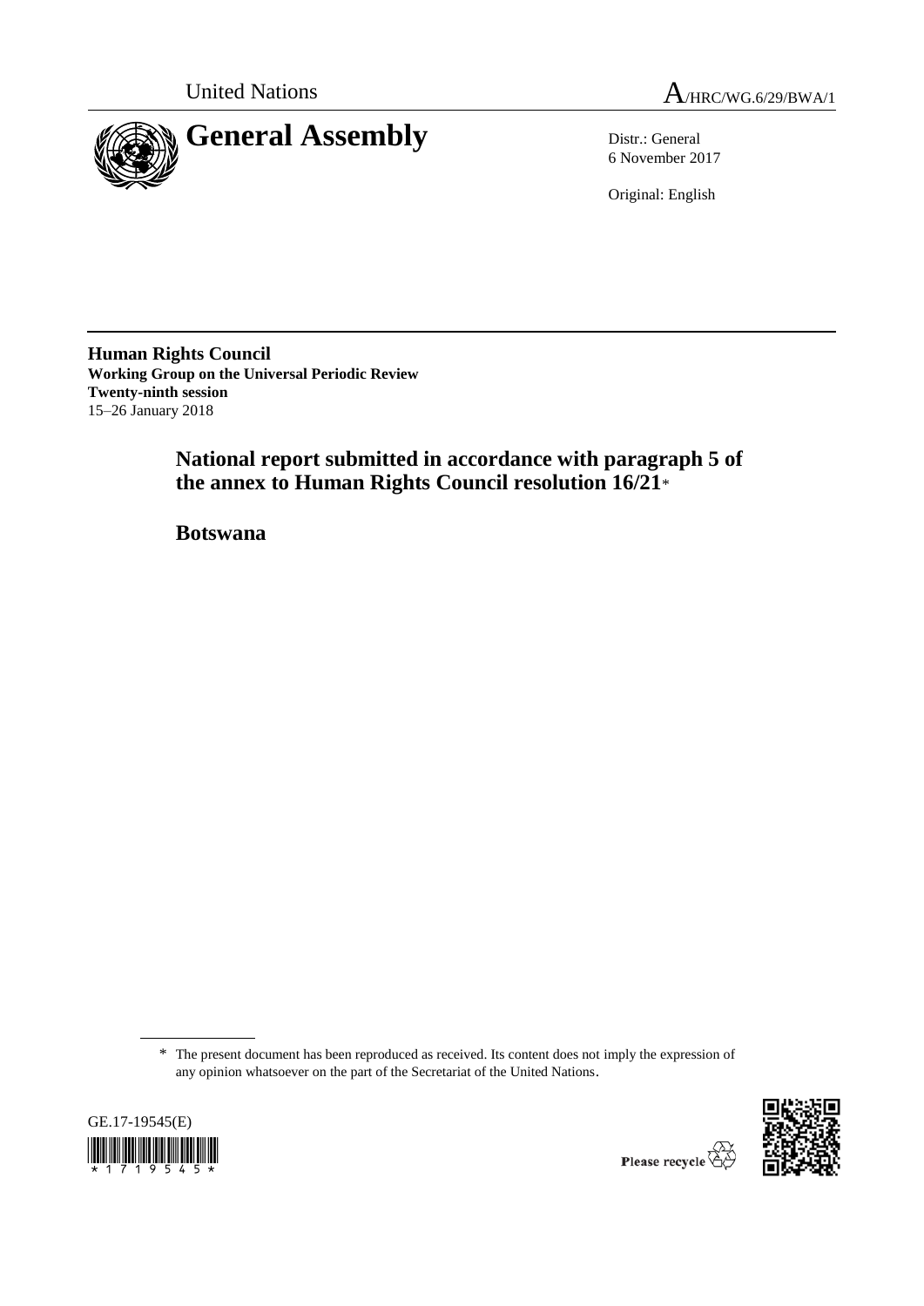United Nations A/HRC/WG.6/29/BWA/1

# General Assembly

Distr.: General
6 November 2017

Original: English

**Human Rights Council**
**Working Group on the Universal Periodic Review**
**Twenty-ninth session**
15–26 January 2018

## National report submitted in accordance with paragraph 5 of the annex to Human Rights Council resolution 16/21*

## Botswana

\* The present document has been reproduced as received. Its content does not imply the expression of any opinion whatsoever on the part of the Secretariat of the United Nations.

GE.17-19545(E)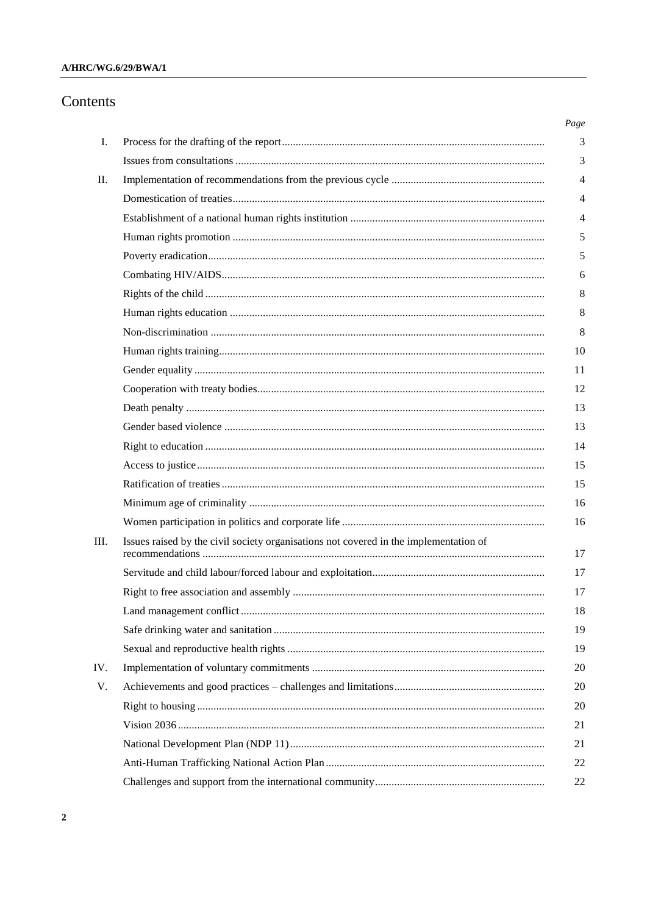# Contents

| | | Page |
|---|---|---|
| I. | Process for the drafting of the report | 3 |
| | Issues from consultations | 3 |
| II. | Implementation of recommendations from the previous cycle | 4 |
| | Domestication of treaties | 4 |
| | Establishment of a national human rights institution | 4 |
| | Human rights promotion | 5 |
| | Poverty eradication | 5 |
| | Combating HIV/AIDS | 6 |
| | Rights of the child | 8 |
| | Human rights education | 8 |
| | Non-discrimination | 8 |
| | Human rights training | 10 |
| | Gender equality | 11 |
| | Cooperation with treaty bodies | 12 |
| | Death penalty | 13 |
| | Gender based violence | 13 |
| | Right to education | 14 |
| | Access to justice | 15 |
| | Ratification of treaties | 15 |
| | Minimum age of criminality | 16 |
| | Women participation in politics and corporate life | 16 |
| III. | Issues raised by the civil society organisations not covered in the implementation of recommendations | 17 |
| | Servitude and child labour/forced labour and exploitation | 17 |
| | Right to free association and assembly | 17 |
| | Land management conflict | 18 |
| | Safe drinking water and sanitation | 19 |
| | Sexual and reproductive health rights | 19 |
| IV. | Implementation of voluntary commitments | 20 |
| V. | Achievements and good practices – challenges and limitations | 20 |
| | Right to housing | 20 |
| | Vision 2036 | 21 |
| | National Development Plan (NDP 11) | 21 |
| | Anti-Human Trafficking National Action Plan | 22 |
| | Challenges and support from the international community | 22 |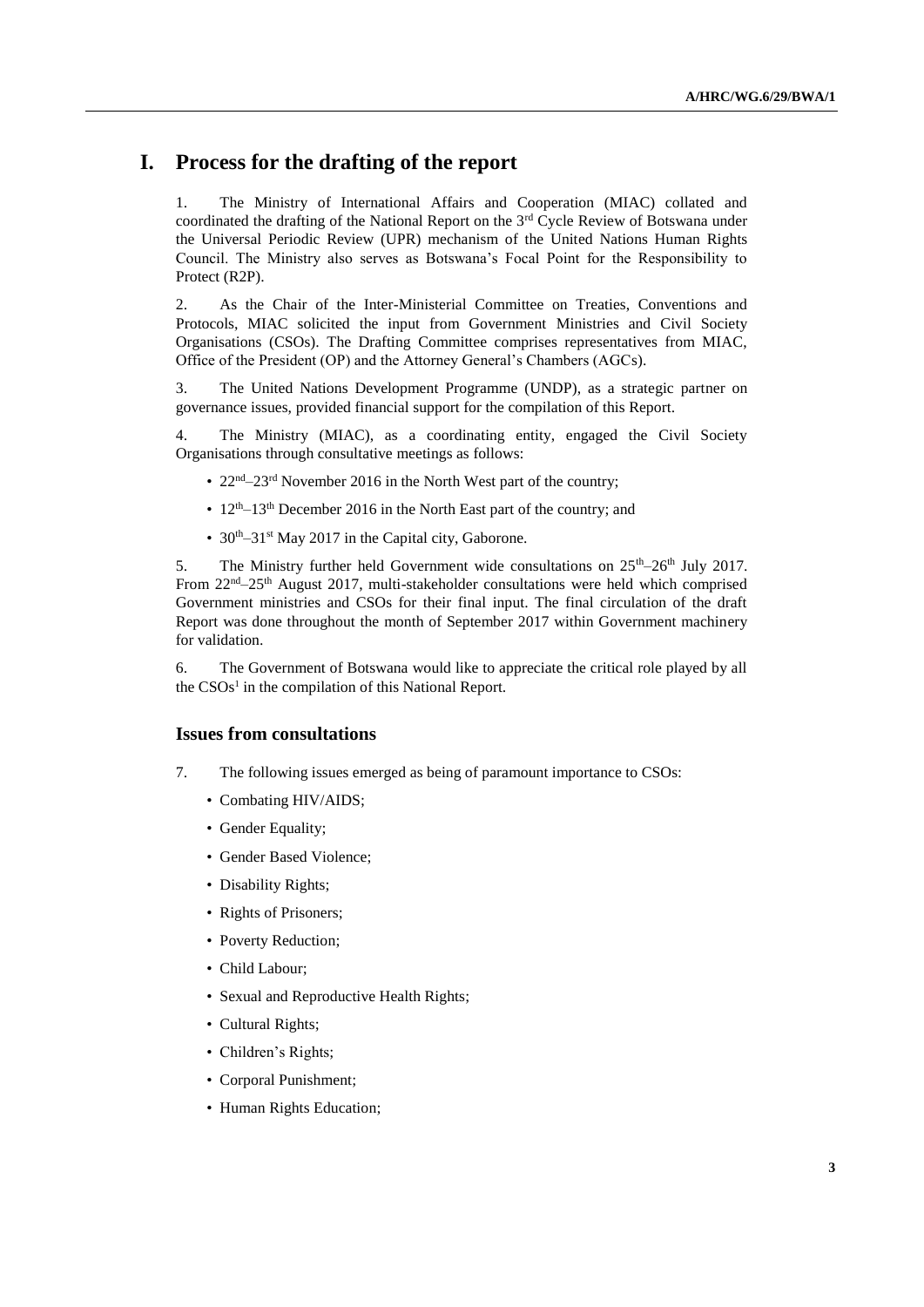# I. Process for the drafting of the report

1. The Ministry of International Affairs and Cooperation (MIAC) collated and coordinated the drafting of the National Report on the 3rd Cycle Review of Botswana under the Universal Periodic Review (UPR) mechanism of the United Nations Human Rights Council. The Ministry also serves as Botswana's Focal Point for the Responsibility to Protect (R2P).

2. As the Chair of the Inter-Ministerial Committee on Treaties, Conventions and Protocols, MIAC solicited the input from Government Ministries and Civil Society Organisations (CSOs). The Drafting Committee comprises representatives from MIAC, Office of the President (OP) and the Attorney General's Chambers (AGCs).

3. The United Nations Development Programme (UNDP), as a strategic partner on governance issues, provided financial support for the compilation of this Report.

4. The Ministry (MIAC), as a coordinating entity, engaged the Civil Society Organisations through consultative meetings as follows:

- 22nd–23rd November 2016 in the North West part of the country;
- 12th–13th December 2016 in the North East part of the country; and
- 30th–31st May 2017 in the Capital city, Gaborone.

5. The Ministry further held Government wide consultations on 25th–26th July 2017. From 22nd–25th August 2017, multi-stakeholder consultations were held which comprised Government ministries and CSOs for their final input. The final circulation of the draft Report was done throughout the month of September 2017 within Government machinery for validation.

6. The Government of Botswana would like to appreciate the critical role played by all the CSOs[1] in the compilation of this National Report.

## Issues from consultations

7. The following issues emerged as being of paramount importance to CSOs:

- Combating HIV/AIDS;
- Gender Equality;
- Gender Based Violence;
- Disability Rights;
- Rights of Prisoners;
- Poverty Reduction;
- Child Labour;
- Sexual and Reproductive Health Rights;
- Cultural Rights;
- Children's Rights;
- Corporal Punishment;
- Human Rights Education;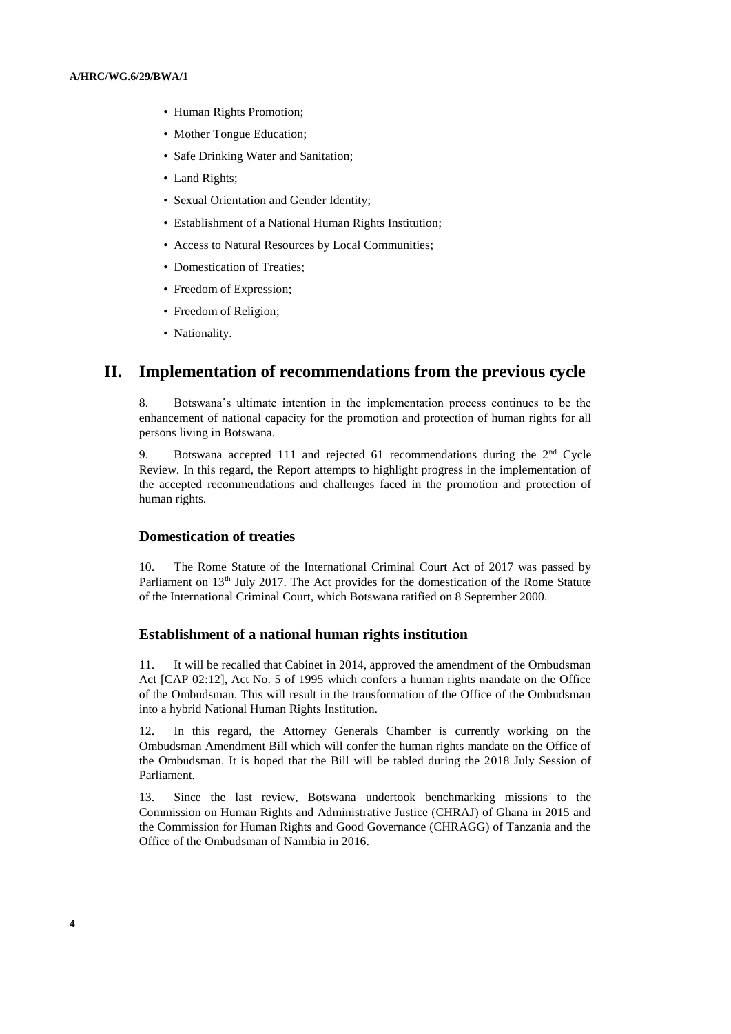- Human Rights Promotion;
- Mother Tongue Education;
- Safe Drinking Water and Sanitation;
- Land Rights;
- Sexual Orientation and Gender Identity;
- Establishment of a National Human Rights Institution;
- Access to Natural Resources by Local Communities;
- Domestication of Treaties;
- Freedom of Expression;
- Freedom of Religion;
- Nationality.

## II. Implementation of recommendations from the previous cycle

8. Botswana's ultimate intention in the implementation process continues to be the enhancement of national capacity for the promotion and protection of human rights for all persons living in Botswana.

9. Botswana accepted 111 and rejected 61 recommendations during the 2nd Cycle Review. In this regard, the Report attempts to highlight progress in the implementation of the accepted recommendations and challenges faced in the promotion and protection of human rights.

### Domestication of treaties

10. The Rome Statute of the International Criminal Court Act of 2017 was passed by Parliament on 13th July 2017. The Act provides for the domestication of the Rome Statute of the International Criminal Court, which Botswana ratified on 8 September 2000.

### Establishment of a national human rights institution

11. It will be recalled that Cabinet in 2014, approved the amendment of the Ombudsman Act [CAP 02:12], Act No. 5 of 1995 which confers a human rights mandate on the Office of the Ombudsman. This will result in the transformation of the Office of the Ombudsman into a hybrid National Human Rights Institution.

12. In this regard, the Attorney Generals Chamber is currently working on the Ombudsman Amendment Bill which will confer the human rights mandate on the Office of the Ombudsman. It is hoped that the Bill will be tabled during the 2018 July Session of Parliament.

13. Since the last review, Botswana undertook benchmarking missions to the Commission on Human Rights and Administrative Justice (CHRAJ) of Ghana in 2015 and the Commission for Human Rights and Good Governance (CHRAGG) of Tanzania and the Office of the Ombudsman of Namibia in 2016.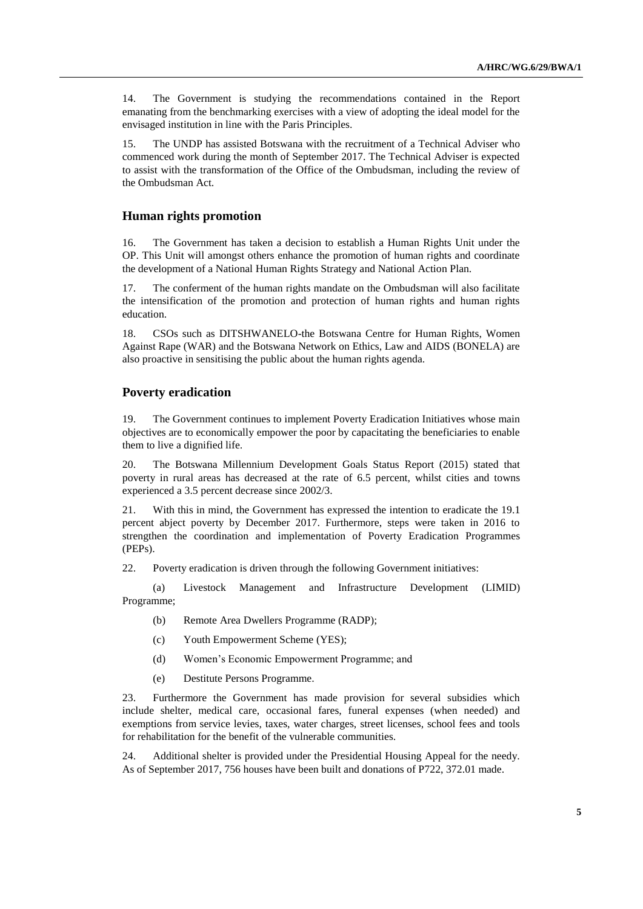14. The Government is studying the recommendations contained in the Report emanating from the benchmarking exercises with a view of adopting the ideal model for the envisaged institution in line with the Paris Principles.

15. The UNDP has assisted Botswana with the recruitment of a Technical Adviser who commenced work during the month of September 2017. The Technical Adviser is expected to assist with the transformation of the Office of the Ombudsman, including the review of the Ombudsman Act.

## Human rights promotion

16. The Government has taken a decision to establish a Human Rights Unit under the OP. This Unit will amongst others enhance the promotion of human rights and coordinate the development of a National Human Rights Strategy and National Action Plan.

17. The conferment of the human rights mandate on the Ombudsman will also facilitate the intensification of the promotion and protection of human rights and human rights education.

18. CSOs such as DITSHWANELO-the Botswana Centre for Human Rights, Women Against Rape (WAR) and the Botswana Network on Ethics, Law and AIDS (BONELA) are also proactive in sensitising the public about the human rights agenda.

## Poverty eradication

19. The Government continues to implement Poverty Eradication Initiatives whose main objectives are to economically empower the poor by capacitating the beneficiaries to enable them to live a dignified life.

20. The Botswana Millennium Development Goals Status Report (2015) stated that poverty in rural areas has decreased at the rate of 6.5 percent, whilst cities and towns experienced a 3.5 percent decrease since 2002/3.

21. With this in mind, the Government has expressed the intention to eradicate the 19.1 percent abject poverty by December 2017. Furthermore, steps were taken in 2016 to strengthen the coordination and implementation of Poverty Eradication Programmes (PEPs).

22. Poverty eradication is driven through the following Government initiatives:

(a) Livestock Management and Infrastructure Development (LIMID) Programme;

(b) Remote Area Dwellers Programme (RADP);

(c) Youth Empowerment Scheme (YES);

(d) Women's Economic Empowerment Programme; and

(e) Destitute Persons Programme.

23. Furthermore the Government has made provision for several subsidies which include shelter, medical care, occasional fares, funeral expenses (when needed) and exemptions from service levies, taxes, water charges, street licenses, school fees and tools for rehabilitation for the benefit of the vulnerable communities.

24. Additional shelter is provided under the Presidential Housing Appeal for the needy. As of September 2017, 756 houses have been built and donations of P722, 372.01 made.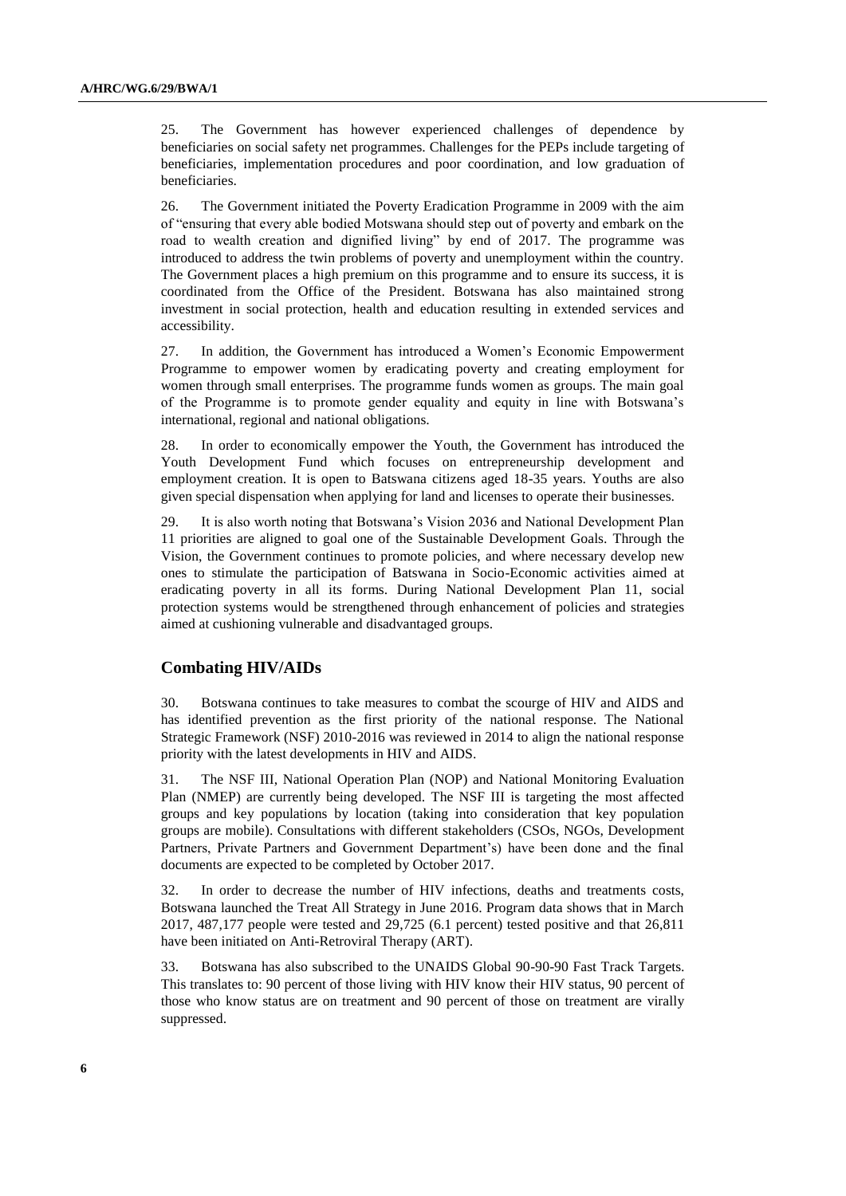25. The Government has however experienced challenges of dependence by beneficiaries on social safety net programmes. Challenges for the PEPs include targeting of beneficiaries, implementation procedures and poor coordination, and low graduation of beneficiaries.

26. The Government initiated the Poverty Eradication Programme in 2009 with the aim of "ensuring that every able bodied Motswana should step out of poverty and embark on the road to wealth creation and dignified living" by end of 2017. The programme was introduced to address the twin problems of poverty and unemployment within the country. The Government places a high premium on this programme and to ensure its success, it is coordinated from the Office of the President. Botswana has also maintained strong investment in social protection, health and education resulting in extended services and accessibility.

27. In addition, the Government has introduced a Women's Economic Empowerment Programme to empower women by eradicating poverty and creating employment for women through small enterprises. The programme funds women as groups. The main goal of the Programme is to promote gender equality and equity in line with Botswana's international, regional and national obligations.

28. In order to economically empower the Youth, the Government has introduced the Youth Development Fund which focuses on entrepreneurship development and employment creation. It is open to Batswana citizens aged 18-35 years. Youths are also given special dispensation when applying for land and licenses to operate their businesses.

29. It is also worth noting that Botswana's Vision 2036 and National Development Plan 11 priorities are aligned to goal one of the Sustainable Development Goals. Through the Vision, the Government continues to promote policies, and where necessary develop new ones to stimulate the participation of Batswana in Socio-Economic activities aimed at eradicating poverty in all its forms. During National Development Plan 11, social protection systems would be strengthened through enhancement of policies and strategies aimed at cushioning vulnerable and disadvantaged groups.

## Combating HIV/AIDs

30. Botswana continues to take measures to combat the scourge of HIV and AIDS and has identified prevention as the first priority of the national response. The National Strategic Framework (NSF) 2010-2016 was reviewed in 2014 to align the national response priority with the latest developments in HIV and AIDS.

31. The NSF III, National Operation Plan (NOP) and National Monitoring Evaluation Plan (NMEP) are currently being developed. The NSF III is targeting the most affected groups and key populations by location (taking into consideration that key population groups are mobile). Consultations with different stakeholders (CSOs, NGOs, Development Partners, Private Partners and Government Department's) have been done and the final documents are expected to be completed by October 2017.

32. In order to decrease the number of HIV infections, deaths and treatments costs, Botswana launched the Treat All Strategy in June 2016. Program data shows that in March 2017, 487,177 people were tested and 29,725 (6.1 percent) tested positive and that 26,811 have been initiated on Anti-Retroviral Therapy (ART).

33. Botswana has also subscribed to the UNAIDS Global 90-90-90 Fast Track Targets. This translates to: 90 percent of those living with HIV know their HIV status, 90 percent of those who know status are on treatment and 90 percent of those on treatment are virally suppressed.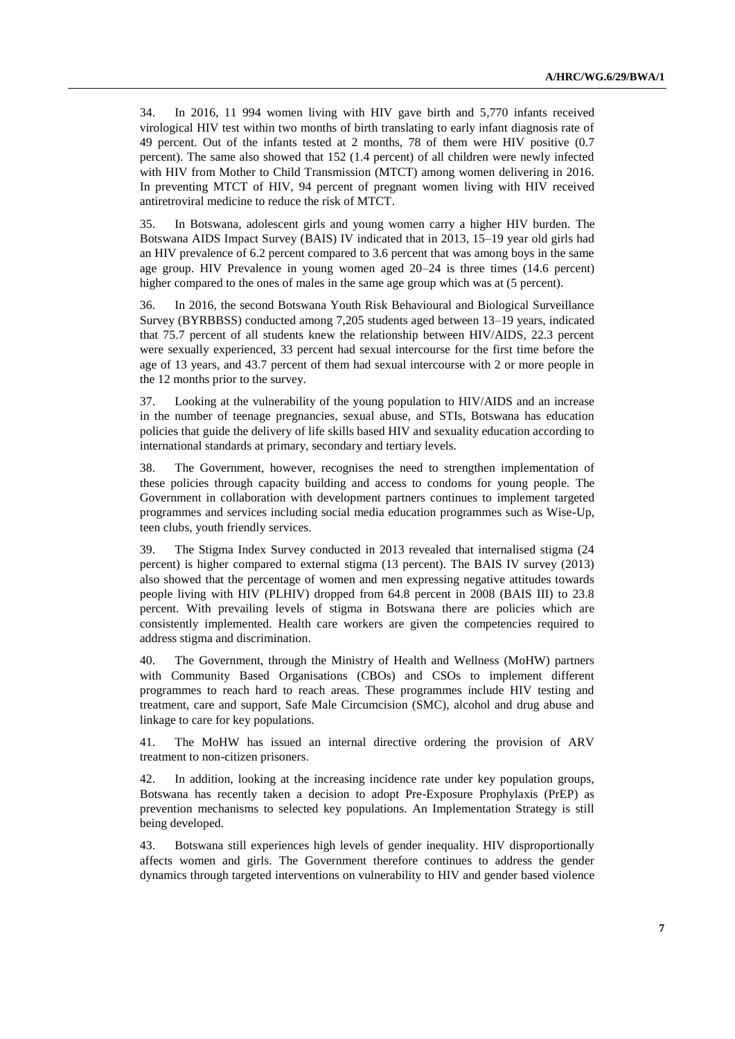34. In 2016, 11 994 women living with HIV gave birth and 5,770 infants received virological HIV test within two months of birth translating to early infant diagnosis rate of 49 percent. Out of the infants tested at 2 months, 78 of them were HIV positive (0.7 percent). The same also showed that 152 (1.4 percent) of all children were newly infected with HIV from Mother to Child Transmission (MTCT) among women delivering in 2016. In preventing MTCT of HIV, 94 percent of pregnant women living with HIV received antiretroviral medicine to reduce the risk of MTCT.

35. In Botswana, adolescent girls and young women carry a higher HIV burden. The Botswana AIDS Impact Survey (BAIS) IV indicated that in 2013, 15–19 year old girls had an HIV prevalence of 6.2 percent compared to 3.6 percent that was among boys in the same age group. HIV Prevalence in young women aged 20–24 is three times (14.6 percent) higher compared to the ones of males in the same age group which was at (5 percent).

36. In 2016, the second Botswana Youth Risk Behavioural and Biological Surveillance Survey (BYRBBSS) conducted among 7,205 students aged between 13–19 years, indicated that 75.7 percent of all students knew the relationship between HIV/AIDS, 22.3 percent were sexually experienced, 33 percent had sexual intercourse for the first time before the age of 13 years, and 43.7 percent of them had sexual intercourse with 2 or more people in the 12 months prior to the survey.

37. Looking at the vulnerability of the young population to HIV/AIDS and an increase in the number of teenage pregnancies, sexual abuse, and STIs, Botswana has education policies that guide the delivery of life skills based HIV and sexuality education according to international standards at primary, secondary and tertiary levels.

38. The Government, however, recognises the need to strengthen implementation of these policies through capacity building and access to condoms for young people. The Government in collaboration with development partners continues to implement targeted programmes and services including social media education programmes such as Wise-Up, teen clubs, youth friendly services.

39. The Stigma Index Survey conducted in 2013 revealed that internalised stigma (24 percent) is higher compared to external stigma (13 percent). The BAIS IV survey (2013) also showed that the percentage of women and men expressing negative attitudes towards people living with HIV (PLHIV) dropped from 64.8 percent in 2008 (BAIS III) to 23.8 percent. With prevailing levels of stigma in Botswana there are policies which are consistently implemented. Health care workers are given the competencies required to address stigma and discrimination.

40. The Government, through the Ministry of Health and Wellness (MoHW) partners with Community Based Organisations (CBOs) and CSOs to implement different programmes to reach hard to reach areas. These programmes include HIV testing and treatment, care and support, Safe Male Circumcision (SMC), alcohol and drug abuse and linkage to care for key populations.

41. The MoHW has issued an internal directive ordering the provision of ARV treatment to non-citizen prisoners.

42. In addition, looking at the increasing incidence rate under key population groups, Botswana has recently taken a decision to adopt Pre-Exposure Prophylaxis (PrEP) as prevention mechanisms to selected key populations. An Implementation Strategy is still being developed.

43. Botswana still experiences high levels of gender inequality. HIV disproportionally affects women and girls. The Government therefore continues to address the gender dynamics through targeted interventions on vulnerability to HIV and gender based violence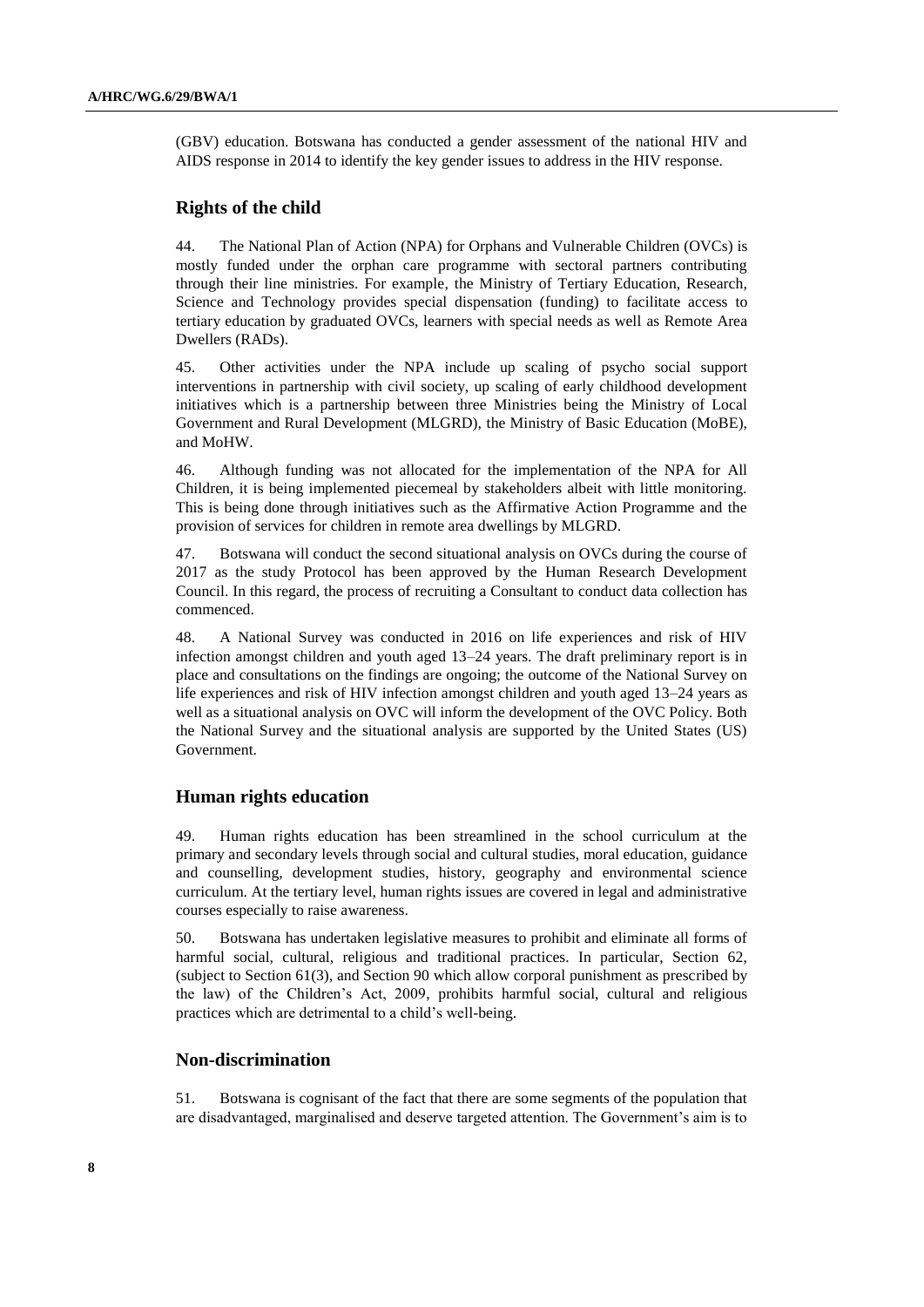(GBV) education. Botswana has conducted a gender assessment of the national HIV and AIDS response in 2014 to identify the key gender issues to address in the HIV response.

## Rights of the child

44. The National Plan of Action (NPA) for Orphans and Vulnerable Children (OVCs) is mostly funded under the orphan care programme with sectoral partners contributing through their line ministries. For example, the Ministry of Tertiary Education, Research, Science and Technology provides special dispensation (funding) to facilitate access to tertiary education by graduated OVCs, learners with special needs as well as Remote Area Dwellers (RADs).

45. Other activities under the NPA include up scaling of psycho social support interventions in partnership with civil society, up scaling of early childhood development initiatives which is a partnership between three Ministries being the Ministry of Local Government and Rural Development (MLGRD), the Ministry of Basic Education (MoBE), and MoHW.

46. Although funding was not allocated for the implementation of the NPA for All Children, it is being implemented piecemeal by stakeholders albeit with little monitoring. This is being done through initiatives such as the Affirmative Action Programme and the provision of services for children in remote area dwellings by MLGRD.

47. Botswana will conduct the second situational analysis on OVCs during the course of 2017 as the study Protocol has been approved by the Human Research Development Council. In this regard, the process of recruiting a Consultant to conduct data collection has commenced.

48. A National Survey was conducted in 2016 on life experiences and risk of HIV infection amongst children and youth aged 13–24 years. The draft preliminary report is in place and consultations on the findings are ongoing; the outcome of the National Survey on life experiences and risk of HIV infection amongst children and youth aged 13–24 years as well as a situational analysis on OVC will inform the development of the OVC Policy. Both the National Survey and the situational analysis are supported by the United States (US) Government.

## Human rights education

49. Human rights education has been streamlined in the school curriculum at the primary and secondary levels through social and cultural studies, moral education, guidance and counselling, development studies, history, geography and environmental science curriculum. At the tertiary level, human rights issues are covered in legal and administrative courses especially to raise awareness.

50. Botswana has undertaken legislative measures to prohibit and eliminate all forms of harmful social, cultural, religious and traditional practices. In particular, Section 62, (subject to Section 61(3), and Section 90 which allow corporal punishment as prescribed by the law) of the Children's Act, 2009, prohibits harmful social, cultural and religious practices which are detrimental to a child's well-being.

## Non-discrimination

51. Botswana is cognisant of the fact that there are some segments of the population that are disadvantaged, marginalised and deserve targeted attention. The Government's aim is to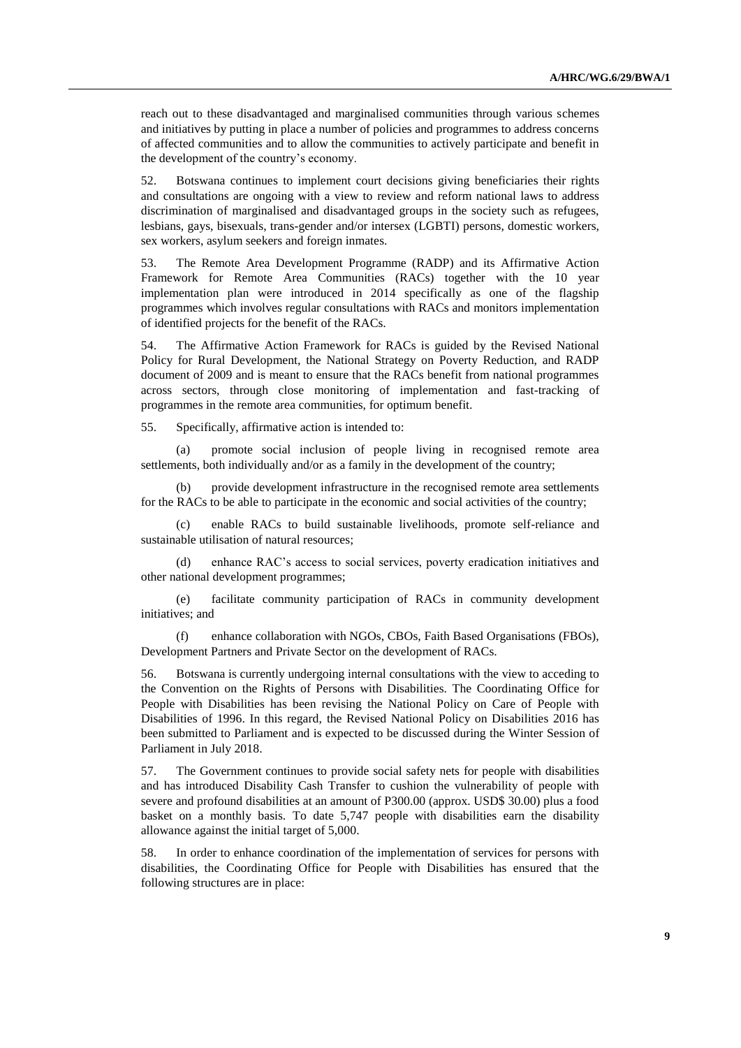reach out to these disadvantaged and marginalised communities through various schemes and initiatives by putting in place a number of policies and programmes to address concerns of affected communities and to allow the communities to actively participate and benefit in the development of the country's economy.

52. Botswana continues to implement court decisions giving beneficiaries their rights and consultations are ongoing with a view to review and reform national laws to address discrimination of marginalised and disadvantaged groups in the society such as refugees, lesbians, gays, bisexuals, trans-gender and/or intersex (LGBTI) persons, domestic workers, sex workers, asylum seekers and foreign inmates.

53. The Remote Area Development Programme (RADP) and its Affirmative Action Framework for Remote Area Communities (RACs) together with the 10 year implementation plan were introduced in 2014 specifically as one of the flagship programmes which involves regular consultations with RACs and monitors implementation of identified projects for the benefit of the RACs.

54. The Affirmative Action Framework for RACs is guided by the Revised National Policy for Rural Development, the National Strategy on Poverty Reduction, and RADP document of 2009 and is meant to ensure that the RACs benefit from national programmes across sectors, through close monitoring of implementation and fast-tracking of programmes in the remote area communities, for optimum benefit.

55. Specifically, affirmative action is intended to:

(a) promote social inclusion of people living in recognised remote area settlements, both individually and/or as a family in the development of the country;

(b) provide development infrastructure in the recognised remote area settlements for the RACs to be able to participate in the economic and social activities of the country;

(c) enable RACs to build sustainable livelihoods, promote self-reliance and sustainable utilisation of natural resources;

(d) enhance RAC's access to social services, poverty eradication initiatives and other national development programmes;

(e) facilitate community participation of RACs in community development initiatives; and

(f) enhance collaboration with NGOs, CBOs, Faith Based Organisations (FBOs), Development Partners and Private Sector on the development of RACs.

56. Botswana is currently undergoing internal consultations with the view to acceding to the Convention on the Rights of Persons with Disabilities. The Coordinating Office for People with Disabilities has been revising the National Policy on Care of People with Disabilities of 1996. In this regard, the Revised National Policy on Disabilities 2016 has been submitted to Parliament and is expected to be discussed during the Winter Session of Parliament in July 2018.

57. The Government continues to provide social safety nets for people with disabilities and has introduced Disability Cash Transfer to cushion the vulnerability of people with severe and profound disabilities at an amount of P300.00 (approx. USD$ 30.00) plus a food basket on a monthly basis. To date 5,747 people with disabilities earn the disability allowance against the initial target of 5,000.

58. In order to enhance coordination of the implementation of services for persons with disabilities, the Coordinating Office for People with Disabilities has ensured that the following structures are in place: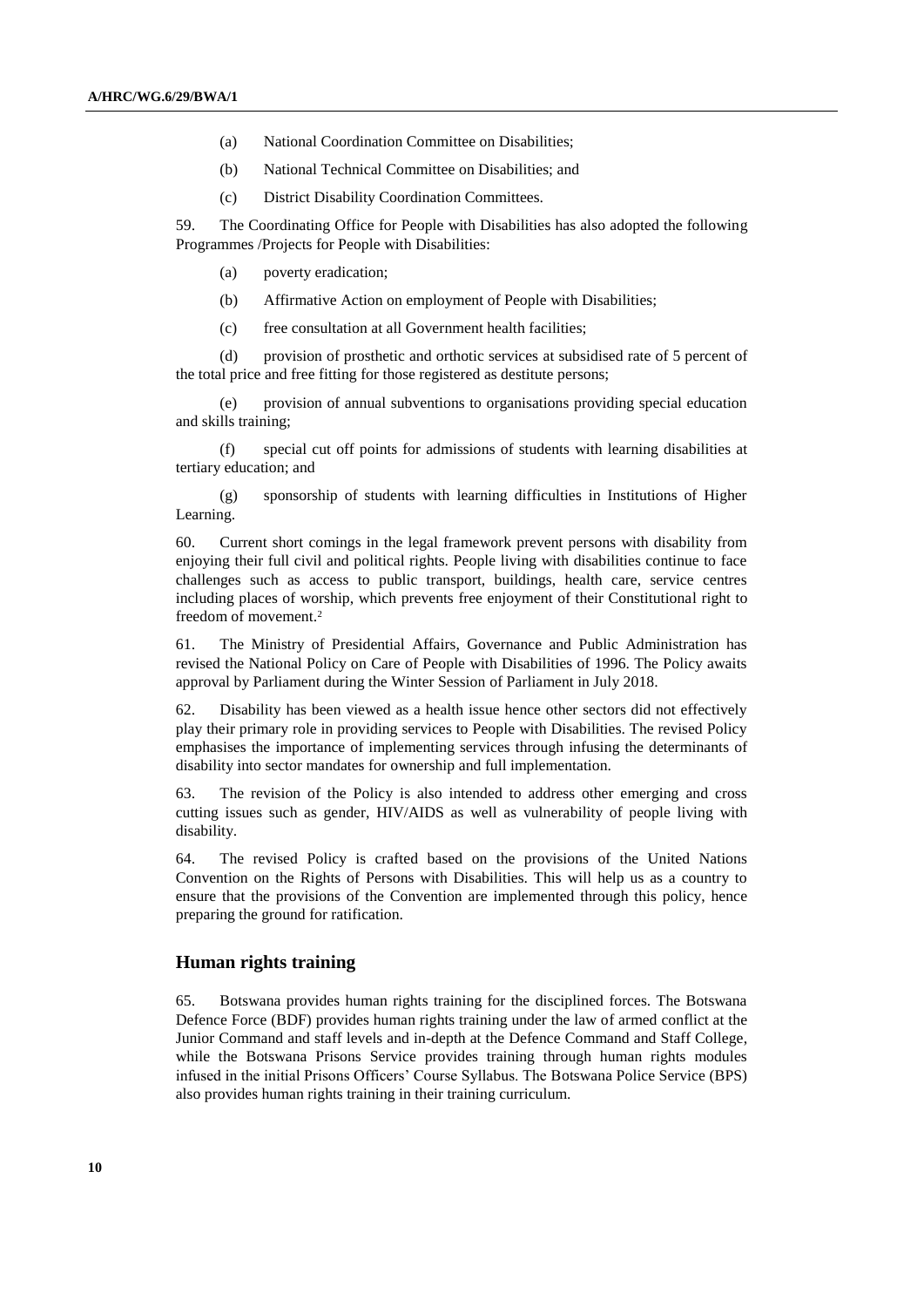(a) National Coordination Committee on Disabilities;

(b) National Technical Committee on Disabilities; and

(c) District Disability Coordination Committees.

59. The Coordinating Office for People with Disabilities has also adopted the following Programmes /Projects for People with Disabilities:

(a) poverty eradication;

(b) Affirmative Action on employment of People with Disabilities;

(c) free consultation at all Government health facilities;

(d) provision of prosthetic and orthotic services at subsidised rate of 5 percent of the total price and free fitting for those registered as destitute persons;

(e) provision of annual subventions to organisations providing special education and skills training;

(f) special cut off points for admissions of students with learning disabilities at tertiary education; and

(g) sponsorship of students with learning difficulties in Institutions of Higher Learning.

60. Current short comings in the legal framework prevent persons with disability from enjoying their full civil and political rights. People living with disabilities continue to face challenges such as access to public transport, buildings, health care, service centres including places of worship, which prevents free enjoyment of their Constitutional right to freedom of movement.[2]

61. The Ministry of Presidential Affairs, Governance and Public Administration has revised the National Policy on Care of People with Disabilities of 1996. The Policy awaits approval by Parliament during the Winter Session of Parliament in July 2018.

62. Disability has been viewed as a health issue hence other sectors did not effectively play their primary role in providing services to People with Disabilities. The revised Policy emphasises the importance of implementing services through infusing the determinants of disability into sector mandates for ownership and full implementation.

63. The revision of the Policy is also intended to address other emerging and cross cutting issues such as gender, HIV/AIDS as well as vulnerability of people living with disability.

64. The revised Policy is crafted based on the provisions of the United Nations Convention on the Rights of Persons with Disabilities. This will help us as a country to ensure that the provisions of the Convention are implemented through this policy, hence preparing the ground for ratification.

## Human rights training

65. Botswana provides human rights training for the disciplined forces. The Botswana Defence Force (BDF) provides human rights training under the law of armed conflict at the Junior Command and staff levels and in-depth at the Defence Command and Staff College, while the Botswana Prisons Service provides training through human rights modules infused in the initial Prisons Officers' Course Syllabus. The Botswana Police Service (BPS) also provides human rights training in their training curriculum.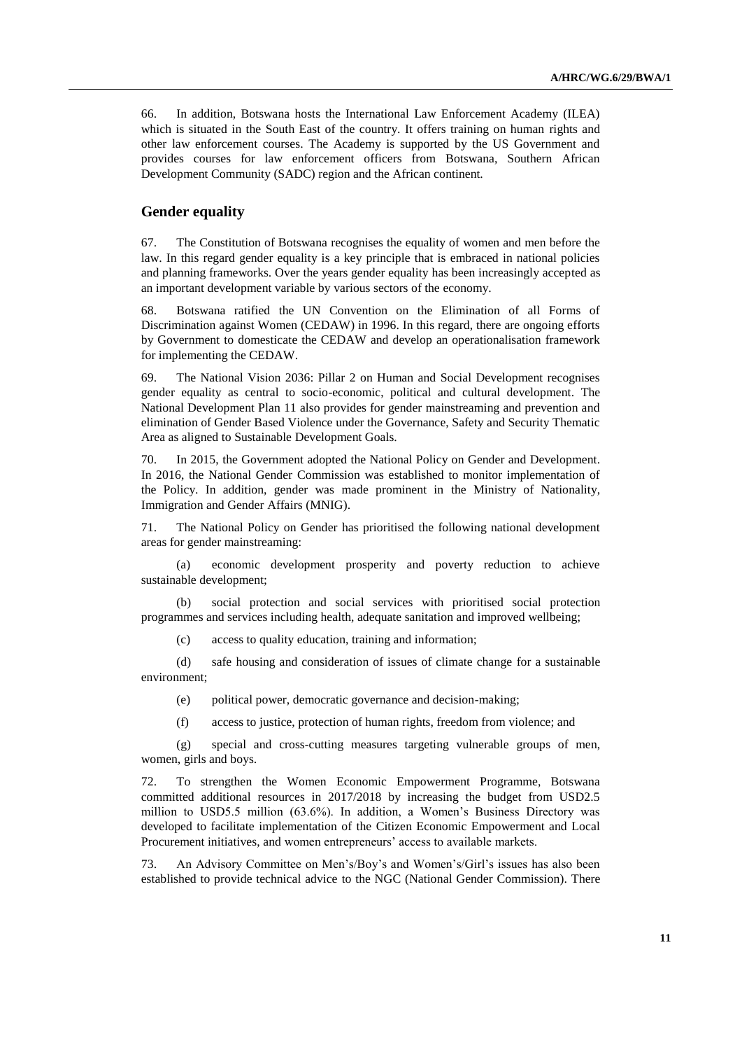66. In addition, Botswana hosts the International Law Enforcement Academy (ILEA) which is situated in the South East of the country. It offers training on human rights and other law enforcement courses. The Academy is supported by the US Government and provides courses for law enforcement officers from Botswana, Southern African Development Community (SADC) region and the African continent.

## Gender equality

67. The Constitution of Botswana recognises the equality of women and men before the law. In this regard gender equality is a key principle that is embraced in national policies and planning frameworks. Over the years gender equality has been increasingly accepted as an important development variable by various sectors of the economy.

68. Botswana ratified the UN Convention on the Elimination of all Forms of Discrimination against Women (CEDAW) in 1996. In this regard, there are ongoing efforts by Government to domesticate the CEDAW and develop an operationalisation framework for implementing the CEDAW.

69. The National Vision 2036: Pillar 2 on Human and Social Development recognises gender equality as central to socio-economic, political and cultural development. The National Development Plan 11 also provides for gender mainstreaming and prevention and elimination of Gender Based Violence under the Governance, Safety and Security Thematic Area as aligned to Sustainable Development Goals.

70. In 2015, the Government adopted the National Policy on Gender and Development. In 2016, the National Gender Commission was established to monitor implementation of the Policy. In addition, gender was made prominent in the Ministry of Nationality, Immigration and Gender Affairs (MNIG).

71. The National Policy on Gender has prioritised the following national development areas for gender mainstreaming:

(a) economic development prosperity and poverty reduction to achieve sustainable development;

(b) social protection and social services with prioritised social protection programmes and services including health, adequate sanitation and improved wellbeing;

(c) access to quality education, training and information;

(d) safe housing and consideration of issues of climate change for a sustainable environment;

(e) political power, democratic governance and decision-making;

(f) access to justice, protection of human rights, freedom from violence; and

(g) special and cross-cutting measures targeting vulnerable groups of men, women, girls and boys.

72. To strengthen the Women Economic Empowerment Programme, Botswana committed additional resources in 2017/2018 by increasing the budget from USD2.5 million to USD5.5 million (63.6%). In addition, a Women's Business Directory was developed to facilitate implementation of the Citizen Economic Empowerment and Local Procurement initiatives, and women entrepreneurs' access to available markets.

73. An Advisory Committee on Men's/Boy's and Women's/Girl's issues has also been established to provide technical advice to the NGC (National Gender Commission). There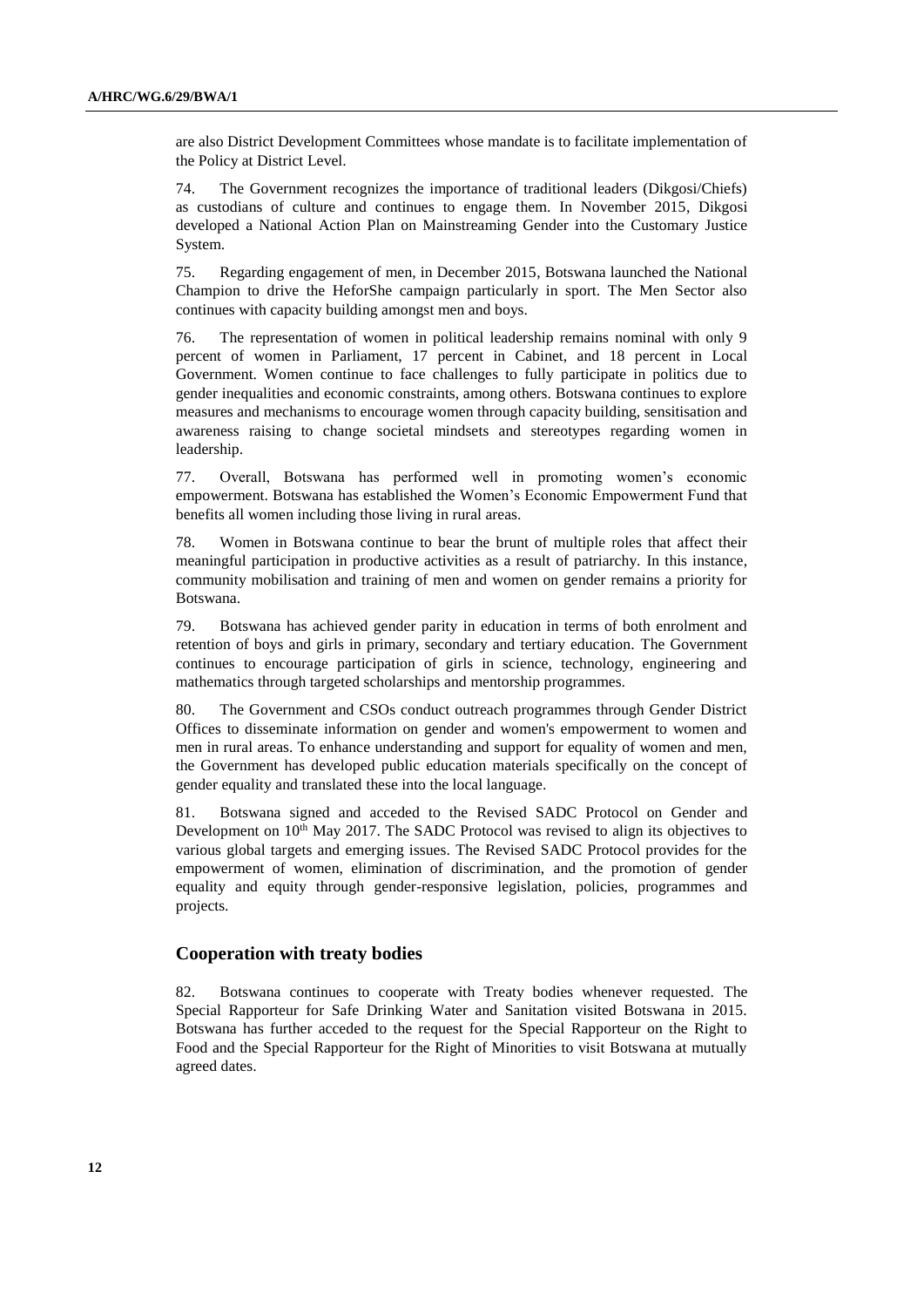are also District Development Committees whose mandate is to facilitate implementation of the Policy at District Level.

74. The Government recognizes the importance of traditional leaders (Dikgosi/Chiefs) as custodians of culture and continues to engage them. In November 2015, Dikgosi developed a National Action Plan on Mainstreaming Gender into the Customary Justice System.

75. Regarding engagement of men, in December 2015, Botswana launched the National Champion to drive the HeforShe campaign particularly in sport. The Men Sector also continues with capacity building amongst men and boys.

76. The representation of women in political leadership remains nominal with only 9 percent of women in Parliament, 17 percent in Cabinet, and 18 percent in Local Government. Women continue to face challenges to fully participate in politics due to gender inequalities and economic constraints, among others. Botswana continues to explore measures and mechanisms to encourage women through capacity building, sensitisation and awareness raising to change societal mindsets and stereotypes regarding women in leadership.

77. Overall, Botswana has performed well in promoting women's economic empowerment. Botswana has established the Women's Economic Empowerment Fund that benefits all women including those living in rural areas.

78. Women in Botswana continue to bear the brunt of multiple roles that affect their meaningful participation in productive activities as a result of patriarchy. In this instance, community mobilisation and training of men and women on gender remains a priority for Botswana.

79. Botswana has achieved gender parity in education in terms of both enrolment and retention of boys and girls in primary, secondary and tertiary education. The Government continues to encourage participation of girls in science, technology, engineering and mathematics through targeted scholarships and mentorship programmes.

80. The Government and CSOs conduct outreach programmes through Gender District Offices to disseminate information on gender and women's empowerment to women and men in rural areas. To enhance understanding and support for equality of women and men, the Government has developed public education materials specifically on the concept of gender equality and translated these into the local language.

81. Botswana signed and acceded to the Revised SADC Protocol on Gender and Development on 10th May 2017. The SADC Protocol was revised to align its objectives to various global targets and emerging issues. The Revised SADC Protocol provides for the empowerment of women, elimination of discrimination, and the promotion of gender equality and equity through gender-responsive legislation, policies, programmes and projects.

## Cooperation with treaty bodies

82. Botswana continues to cooperate with Treaty bodies whenever requested. The Special Rapporteur for Safe Drinking Water and Sanitation visited Botswana in 2015. Botswana has further acceded to the request for the Special Rapporteur on the Right to Food and the Special Rapporteur for the Right of Minorities to visit Botswana at mutually agreed dates.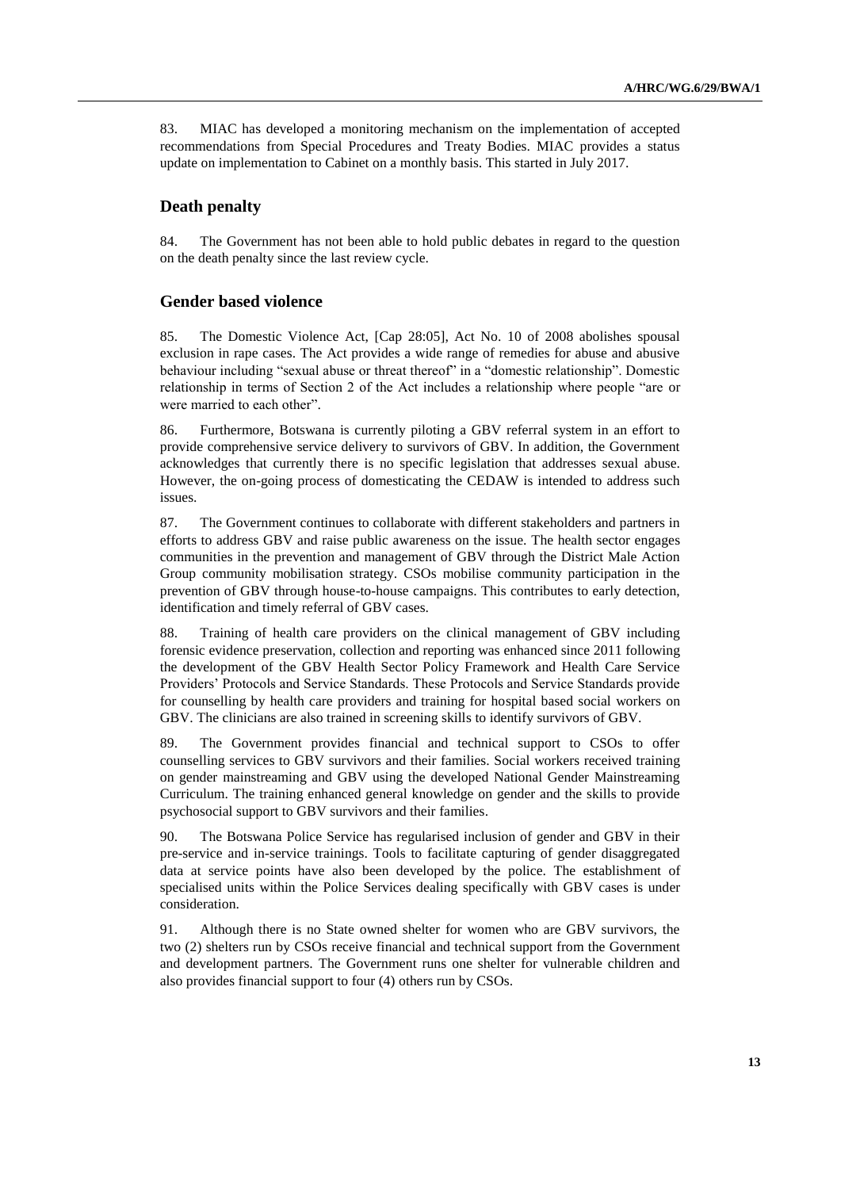83. MIAC has developed a monitoring mechanism on the implementation of accepted recommendations from Special Procedures and Treaty Bodies. MIAC provides a status update on implementation to Cabinet on a monthly basis. This started in July 2017.

## Death penalty

84. The Government has not been able to hold public debates in regard to the question on the death penalty since the last review cycle.

## Gender based violence

85. The Domestic Violence Act, [Cap 28:05], Act No. 10 of 2008 abolishes spousal exclusion in rape cases. The Act provides a wide range of remedies for abuse and abusive behaviour including "sexual abuse or threat thereof" in a "domestic relationship". Domestic relationship in terms of Section 2 of the Act includes a relationship where people "are or were married to each other".

86. Furthermore, Botswana is currently piloting a GBV referral system in an effort to provide comprehensive service delivery to survivors of GBV. In addition, the Government acknowledges that currently there is no specific legislation that addresses sexual abuse. However, the on-going process of domesticating the CEDAW is intended to address such issues.

87. The Government continues to collaborate with different stakeholders and partners in efforts to address GBV and raise public awareness on the issue. The health sector engages communities in the prevention and management of GBV through the District Male Action Group community mobilisation strategy. CSOs mobilise community participation in the prevention of GBV through house-to-house campaigns. This contributes to early detection, identification and timely referral of GBV cases.

88. Training of health care providers on the clinical management of GBV including forensic evidence preservation, collection and reporting was enhanced since 2011 following the development of the GBV Health Sector Policy Framework and Health Care Service Providers' Protocols and Service Standards. These Protocols and Service Standards provide for counselling by health care providers and training for hospital based social workers on GBV. The clinicians are also trained in screening skills to identify survivors of GBV.

89. The Government provides financial and technical support to CSOs to offer counselling services to GBV survivors and their families. Social workers received training on gender mainstreaming and GBV using the developed National Gender Mainstreaming Curriculum. The training enhanced general knowledge on gender and the skills to provide psychosocial support to GBV survivors and their families.

90. The Botswana Police Service has regularised inclusion of gender and GBV in their pre-service and in-service trainings. Tools to facilitate capturing of gender disaggregated data at service points have also been developed by the police. The establishment of specialised units within the Police Services dealing specifically with GBV cases is under consideration.

91. Although there is no State owned shelter for women who are GBV survivors, the two (2) shelters run by CSOs receive financial and technical support from the Government and development partners. The Government runs one shelter for vulnerable children and also provides financial support to four (4) others run by CSOs.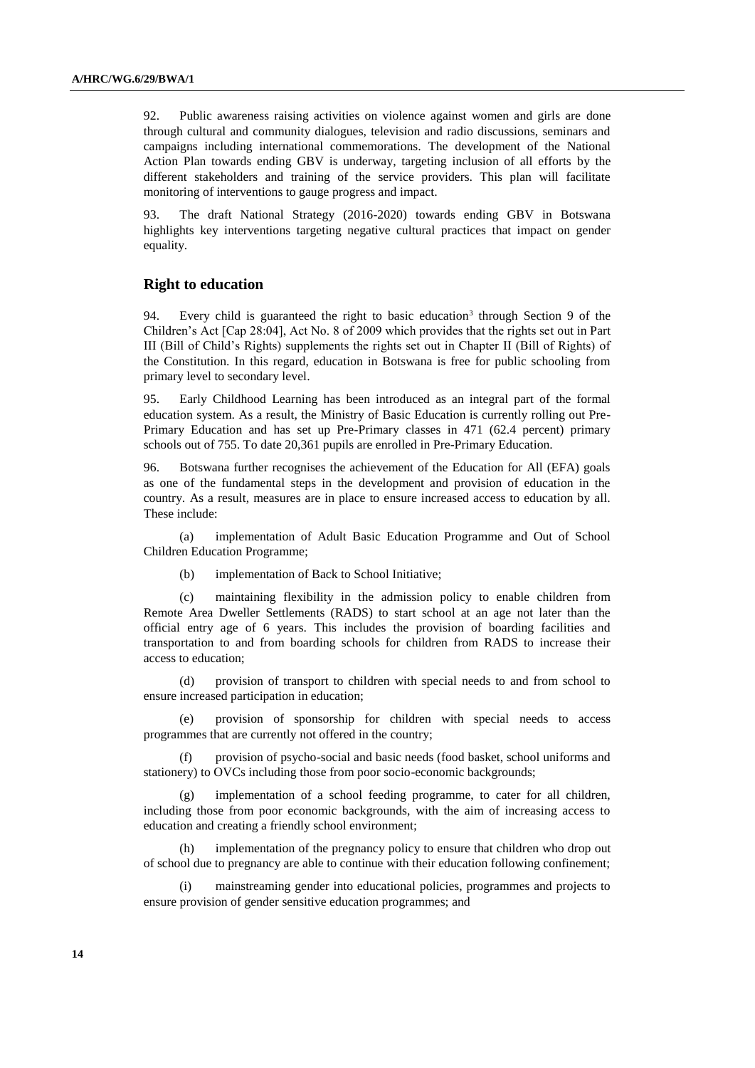92. Public awareness raising activities on violence against women and girls are done through cultural and community dialogues, television and radio discussions, seminars and campaigns including international commemorations. The development of the National Action Plan towards ending GBV is underway, targeting inclusion of all efforts by the different stakeholders and training of the service providers. This plan will facilitate monitoring of interventions to gauge progress and impact.

93. The draft National Strategy (2016-2020) towards ending GBV in Botswana highlights key interventions targeting negative cultural practices that impact on gender equality.

## Right to education

94. Every child is guaranteed the right to basic education[3] through Section 9 of the Children's Act [Cap 28:04], Act No. 8 of 2009 which provides that the rights set out in Part III (Bill of Child's Rights) supplements the rights set out in Chapter II (Bill of Rights) of the Constitution. In this regard, education in Botswana is free for public schooling from primary level to secondary level.

95. Early Childhood Learning has been introduced as an integral part of the formal education system. As a result, the Ministry of Basic Education is currently rolling out Pre-Primary Education and has set up Pre-Primary classes in 471 (62.4 percent) primary schools out of 755. To date 20,361 pupils are enrolled in Pre-Primary Education.

96. Botswana further recognises the achievement of the Education for All (EFA) goals as one of the fundamental steps in the development and provision of education in the country. As a result, measures are in place to ensure increased access to education by all. These include:

(a) implementation of Adult Basic Education Programme and Out of School Children Education Programme;

(b) implementation of Back to School Initiative;

(c) maintaining flexibility in the admission policy to enable children from Remote Area Dweller Settlements (RADS) to start school at an age not later than the official entry age of 6 years. This includes the provision of boarding facilities and transportation to and from boarding schools for children from RADS to increase their access to education;

(d) provision of transport to children with special needs to and from school to ensure increased participation in education;

(e) provision of sponsorship for children with special needs to access programmes that are currently not offered in the country;

(f) provision of psycho-social and basic needs (food basket, school uniforms and stationery) to OVCs including those from poor socio-economic backgrounds;

(g) implementation of a school feeding programme, to cater for all children, including those from poor economic backgrounds, with the aim of increasing access to education and creating a friendly school environment;

(h) implementation of the pregnancy policy to ensure that children who drop out of school due to pregnancy are able to continue with their education following confinement;

(i) mainstreaming gender into educational policies, programmes and projects to ensure provision of gender sensitive education programmes; and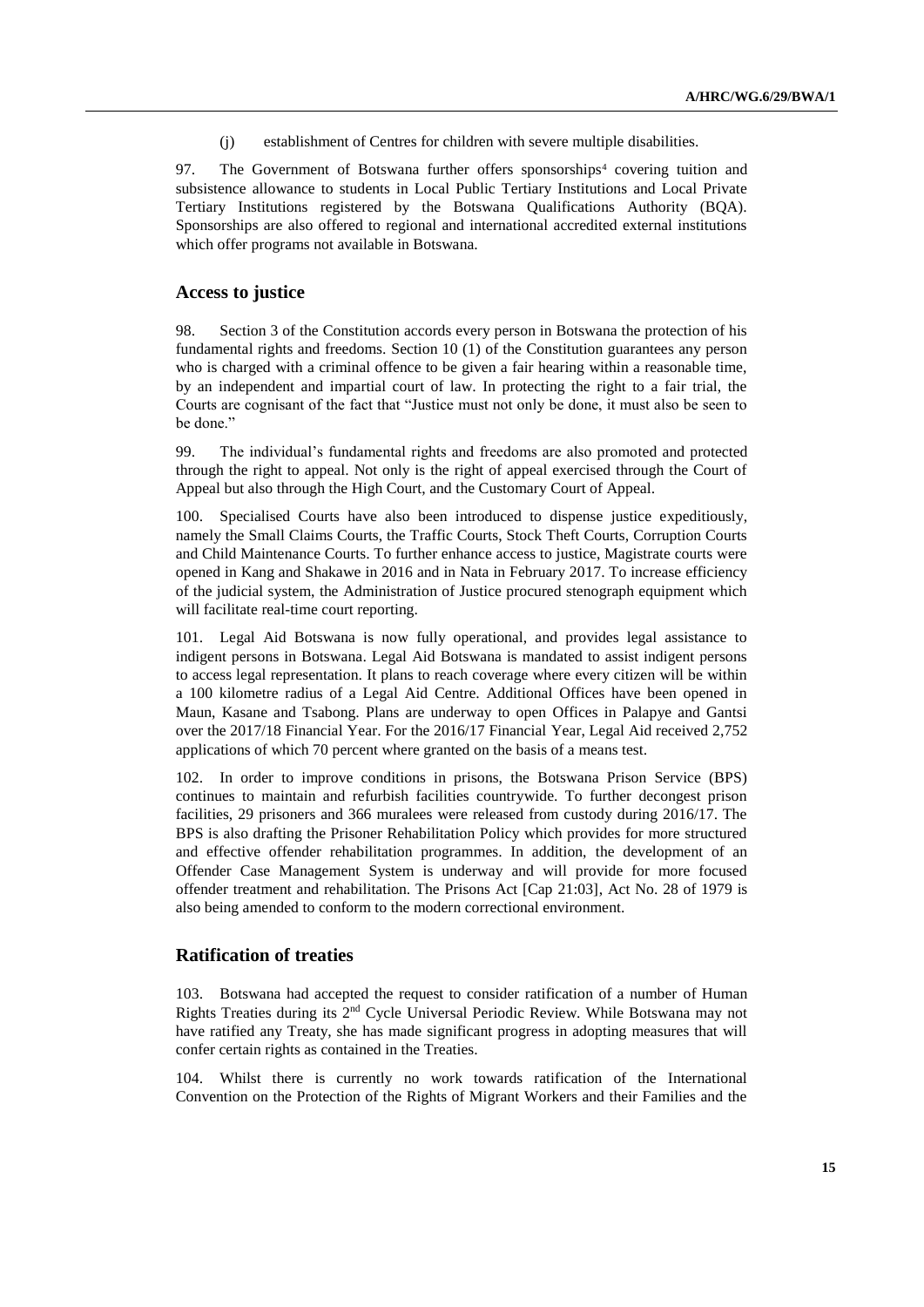(j) establishment of Centres for children with severe multiple disabilities.

97. The Government of Botswana further offers sponsorships[4] covering tuition and subsistence allowance to students in Local Public Tertiary Institutions and Local Private Tertiary Institutions registered by the Botswana Qualifications Authority (BQA). Sponsorships are also offered to regional and international accredited external institutions which offer programs not available in Botswana.

## Access to justice

98. Section 3 of the Constitution accords every person in Botswana the protection of his fundamental rights and freedoms. Section 10 (1) of the Constitution guarantees any person who is charged with a criminal offence to be given a fair hearing within a reasonable time, by an independent and impartial court of law. In protecting the right to a fair trial, the Courts are cognisant of the fact that "Justice must not only be done, it must also be seen to be done."

99. The individual's fundamental rights and freedoms are also promoted and protected through the right to appeal. Not only is the right of appeal exercised through the Court of Appeal but also through the High Court, and the Customary Court of Appeal.

100. Specialised Courts have also been introduced to dispense justice expeditiously, namely the Small Claims Courts, the Traffic Courts, Stock Theft Courts, Corruption Courts and Child Maintenance Courts. To further enhance access to justice, Magistrate courts were opened in Kang and Shakawe in 2016 and in Nata in February 2017. To increase efficiency of the judicial system, the Administration of Justice procured stenograph equipment which will facilitate real-time court reporting.

101. Legal Aid Botswana is now fully operational, and provides legal assistance to indigent persons in Botswana. Legal Aid Botswana is mandated to assist indigent persons to access legal representation. It plans to reach coverage where every citizen will be within a 100 kilometre radius of a Legal Aid Centre. Additional Offices have been opened in Maun, Kasane and Tsabong. Plans are underway to open Offices in Palapye and Gantsi over the 2017/18 Financial Year. For the 2016/17 Financial Year, Legal Aid received 2,752 applications of which 70 percent where granted on the basis of a means test.

102. In order to improve conditions in prisons, the Botswana Prison Service (BPS) continues to maintain and refurbish facilities countrywide. To further decongest prison facilities, 29 prisoners and 366 muralees were released from custody during 2016/17. The BPS is also drafting the Prisoner Rehabilitation Policy which provides for more structured and effective offender rehabilitation programmes. In addition, the development of an Offender Case Management System is underway and will provide for more focused offender treatment and rehabilitation. The Prisons Act [Cap 21:03], Act No. 28 of 1979 is also being amended to conform to the modern correctional environment.

## Ratification of treaties

103. Botswana had accepted the request to consider ratification of a number of Human Rights Treaties during its 2nd Cycle Universal Periodic Review. While Botswana may not have ratified any Treaty, she has made significant progress in adopting measures that will confer certain rights as contained in the Treaties.

104. Whilst there is currently no work towards ratification of the International Convention on the Protection of the Rights of Migrant Workers and their Families and the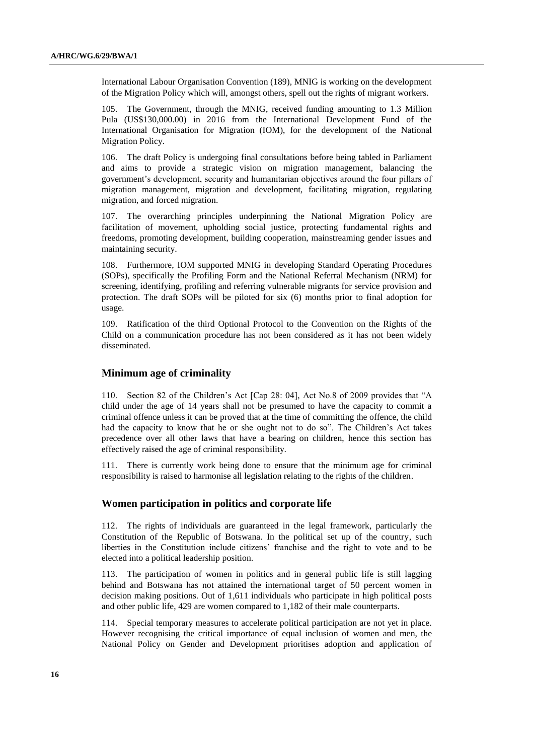International Labour Organisation Convention (189), MNIG is working on the development of the Migration Policy which will, amongst others, spell out the rights of migrant workers.

105. The Government, through the MNIG, received funding amounting to 1.3 Million Pula (US$130,000.00) in 2016 from the International Development Fund of the International Organisation for Migration (IOM), for the development of the National Migration Policy.

106. The draft Policy is undergoing final consultations before being tabled in Parliament and aims to provide a strategic vision on migration management, balancing the government's development, security and humanitarian objectives around the four pillars of migration management, migration and development, facilitating migration, regulating migration, and forced migration.

107. The overarching principles underpinning the National Migration Policy are facilitation of movement, upholding social justice, protecting fundamental rights and freedoms, promoting development, building cooperation, mainstreaming gender issues and maintaining security.

108. Furthermore, IOM supported MNIG in developing Standard Operating Procedures (SOPs), specifically the Profiling Form and the National Referral Mechanism (NRM) for screening, identifying, profiling and referring vulnerable migrants for service provision and protection. The draft SOPs will be piloted for six (6) months prior to final adoption for usage.

109. Ratification of the third Optional Protocol to the Convention on the Rights of the Child on a communication procedure has not been considered as it has not been widely disseminated.

## Minimum age of criminality

110. Section 82 of the Children's Act [Cap 28: 04], Act No.8 of 2009 provides that "A child under the age of 14 years shall not be presumed to have the capacity to commit a criminal offence unless it can be proved that at the time of committing the offence, the child had the capacity to know that he or she ought not to do so". The Children's Act takes precedence over all other laws that have a bearing on children, hence this section has effectively raised the age of criminal responsibility.

111. There is currently work being done to ensure that the minimum age for criminal responsibility is raised to harmonise all legislation relating to the rights of the children.

## Women participation in politics and corporate life

112. The rights of individuals are guaranteed in the legal framework, particularly the Constitution of the Republic of Botswana. In the political set up of the country, such liberties in the Constitution include citizens' franchise and the right to vote and to be elected into a political leadership position.

113. The participation of women in politics and in general public life is still lagging behind and Botswana has not attained the international target of 50 percent women in decision making positions. Out of 1,611 individuals who participate in high political posts and other public life, 429 are women compared to 1,182 of their male counterparts.

114. Special temporary measures to accelerate political participation are not yet in place. However recognising the critical importance of equal inclusion of women and men, the National Policy on Gender and Development prioritises adoption and application of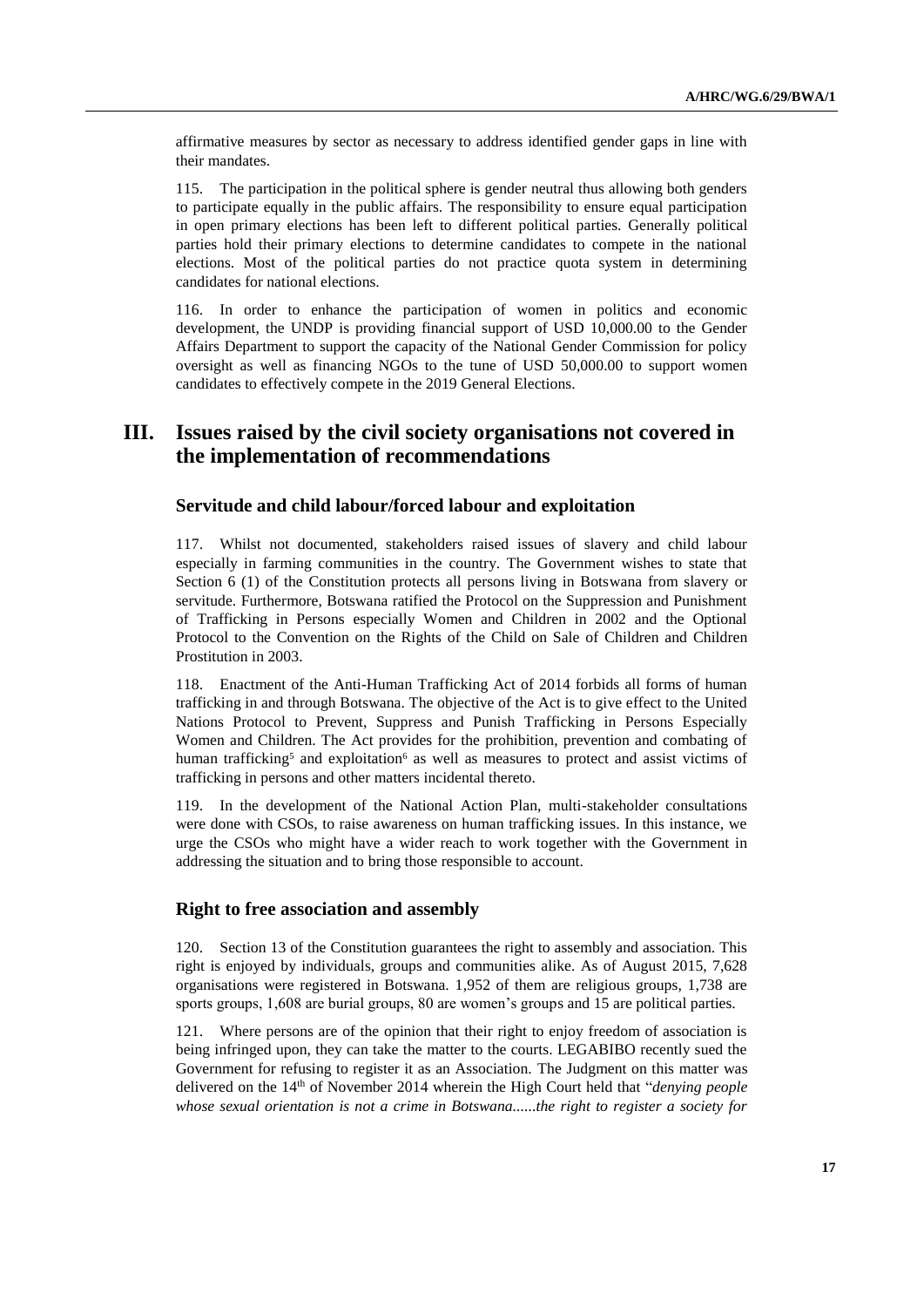affirmative measures by sector as necessary to address identified gender gaps in line with their mandates.

115. The participation in the political sphere is gender neutral thus allowing both genders to participate equally in the public affairs. The responsibility to ensure equal participation in open primary elections has been left to different political parties. Generally political parties hold their primary elections to determine candidates to compete in the national elections. Most of the political parties do not practice quota system in determining candidates for national elections.

116. In order to enhance the participation of women in politics and economic development, the UNDP is providing financial support of USD 10,000.00 to the Gender Affairs Department to support the capacity of the National Gender Commission for policy oversight as well as financing NGOs to the tune of USD 50,000.00 to support women candidates to effectively compete in the 2019 General Elections.

# III. Issues raised by the civil society organisations not covered in the implementation of recommendations

## Servitude and child labour/forced labour and exploitation

117. Whilst not documented, stakeholders raised issues of slavery and child labour especially in farming communities in the country. The Government wishes to state that Section 6 (1) of the Constitution protects all persons living in Botswana from slavery or servitude. Furthermore, Botswana ratified the Protocol on the Suppression and Punishment of Trafficking in Persons especially Women and Children in 2002 and the Optional Protocol to the Convention on the Rights of the Child on Sale of Children and Children Prostitution in 2003.

118. Enactment of the Anti-Human Trafficking Act of 2014 forbids all forms of human trafficking in and through Botswana. The objective of the Act is to give effect to the United Nations Protocol to Prevent, Suppress and Punish Trafficking in Persons Especially Women and Children. The Act provides for the prohibition, prevention and combating of human trafficking[5] and exploitation[6] as well as measures to protect and assist victims of trafficking in persons and other matters incidental thereto.

119. In the development of the National Action Plan, multi-stakeholder consultations were done with CSOs, to raise awareness on human trafficking issues. In this instance, we urge the CSOs who might have a wider reach to work together with the Government in addressing the situation and to bring those responsible to account.

## Right to free association and assembly

120. Section 13 of the Constitution guarantees the right to assembly and association. This right is enjoyed by individuals, groups and communities alike. As of August 2015, 7,628 organisations were registered in Botswana. 1,952 of them are religious groups, 1,738 are sports groups, 1,608 are burial groups, 80 are women's groups and 15 are political parties.

121. Where persons are of the opinion that their right to enjoy freedom of association is being infringed upon, they can take the matter to the courts. LEGABIBO recently sued the Government for refusing to register it as an Association. The Judgment on this matter was delivered on the 14th of November 2014 wherein the High Court held that "*denying people whose sexual orientation is not a crime in Botswana......the right to register a society for*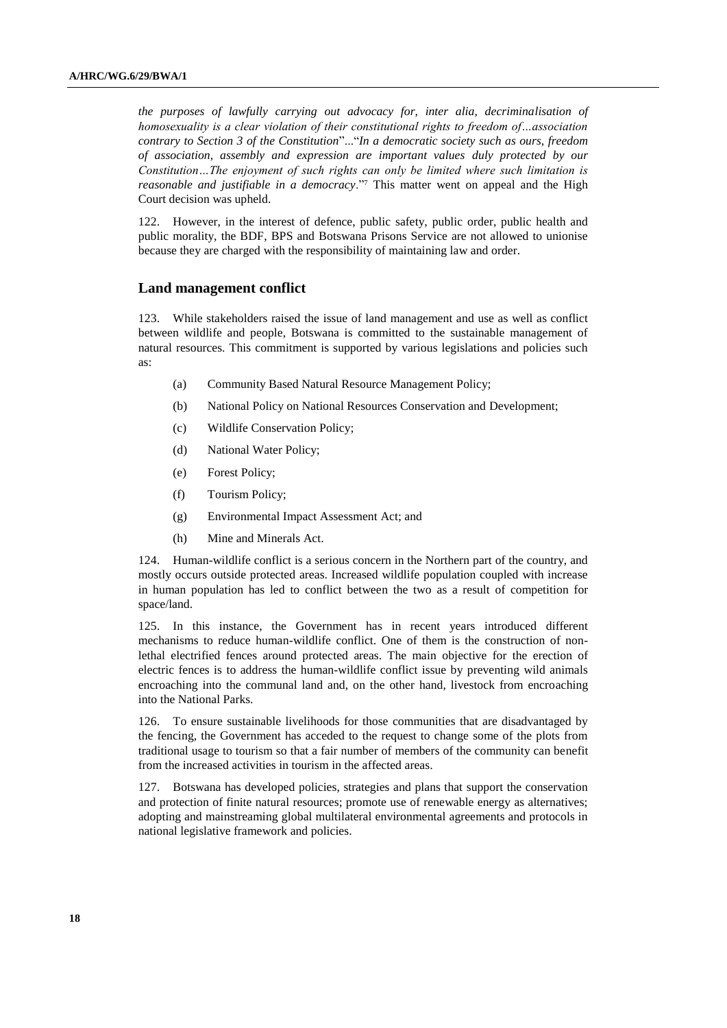*the purposes of lawfully carrying out advocacy for, inter alia, decriminalisation of homosexuality is a clear violation of their constitutional rights to freedom of…association contrary to Section 3 of the Constitution*"..."*In a democratic society such as ours, freedom of association, assembly and expression are important values duly protected by our Constitution…The enjoyment of such rights can only be limited where such limitation is reasonable and justifiable in a democracy*."[7] This matter went on appeal and the High Court decision was upheld.

122. However, in the interest of defence, public safety, public order, public health and public morality, the BDF, BPS and Botswana Prisons Service are not allowed to unionise because they are charged with the responsibility of maintaining law and order.

## Land management conflict

123. While stakeholders raised the issue of land management and use as well as conflict between wildlife and people, Botswana is committed to the sustainable management of natural resources. This commitment is supported by various legislations and policies such as:

(a) Community Based Natural Resource Management Policy;

(b) National Policy on National Resources Conservation and Development;

(c) Wildlife Conservation Policy;

(d) National Water Policy;

(e) Forest Policy;

(f) Tourism Policy;

(g) Environmental Impact Assessment Act; and

(h) Mine and Minerals Act.

124. Human-wildlife conflict is a serious concern in the Northern part of the country, and mostly occurs outside protected areas. Increased wildlife population coupled with increase in human population has led to conflict between the two as a result of competition for space/land.

125. In this instance, the Government has in recent years introduced different mechanisms to reduce human-wildlife conflict. One of them is the construction of non-lethal electrified fences around protected areas. The main objective for the erection of electric fences is to address the human-wildlife conflict issue by preventing wild animals encroaching into the communal land and, on the other hand, livestock from encroaching into the National Parks.

126. To ensure sustainable livelihoods for those communities that are disadvantaged by the fencing, the Government has acceded to the request to change some of the plots from traditional usage to tourism so that a fair number of members of the community can benefit from the increased activities in tourism in the affected areas.

127. Botswana has developed policies, strategies and plans that support the conservation and protection of finite natural resources; promote use of renewable energy as alternatives; adopting and mainstreaming global multilateral environmental agreements and protocols in national legislative framework and policies.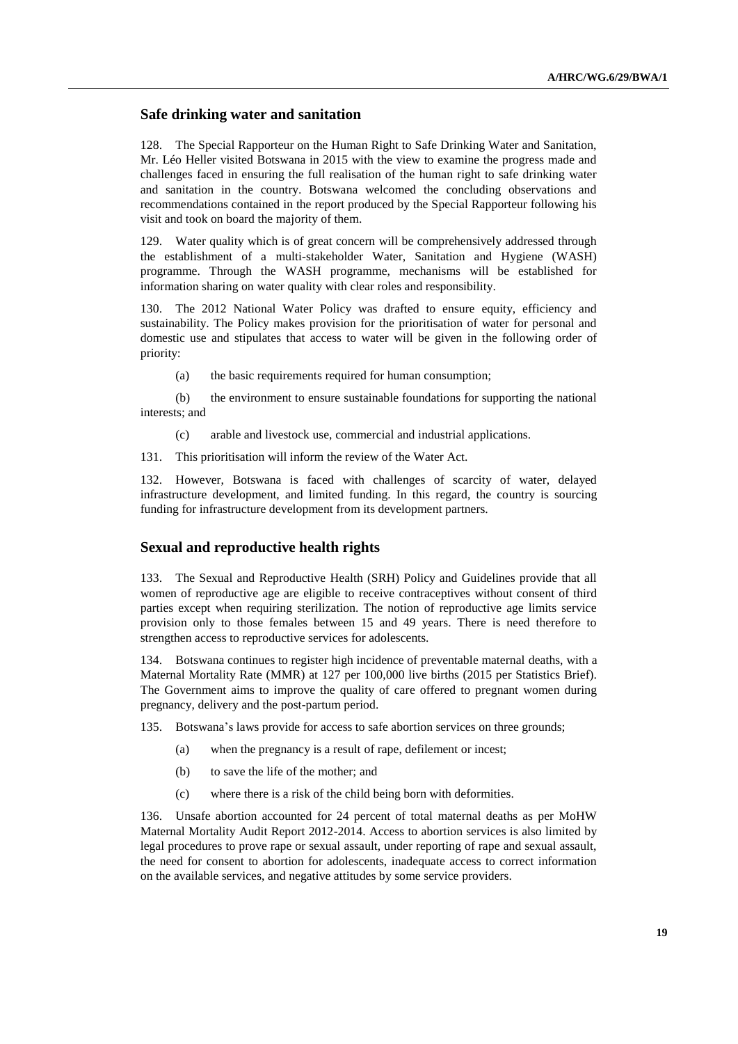## Safe drinking water and sanitation

128. The Special Rapporteur on the Human Right to Safe Drinking Water and Sanitation, Mr. Léo Heller visited Botswana in 2015 with the view to examine the progress made and challenges faced in ensuring the full realisation of the human right to safe drinking water and sanitation in the country. Botswana welcomed the concluding observations and recommendations contained in the report produced by the Special Rapporteur following his visit and took on board the majority of them.

129. Water quality which is of great concern will be comprehensively addressed through the establishment of a multi-stakeholder Water, Sanitation and Hygiene (WASH) programme. Through the WASH programme, mechanisms will be established for information sharing on water quality with clear roles and responsibility.

130. The 2012 National Water Policy was drafted to ensure equity, efficiency and sustainability. The Policy makes provision for the prioritisation of water for personal and domestic use and stipulates that access to water will be given in the following order of priority:

(a) the basic requirements required for human consumption;

(b) the environment to ensure sustainable foundations for supporting the national interests; and

(c) arable and livestock use, commercial and industrial applications.

131. This prioritisation will inform the review of the Water Act.

132. However, Botswana is faced with challenges of scarcity of water, delayed infrastructure development, and limited funding. In this regard, the country is sourcing funding for infrastructure development from its development partners.

## Sexual and reproductive health rights

133. The Sexual and Reproductive Health (SRH) Policy and Guidelines provide that all women of reproductive age are eligible to receive contraceptives without consent of third parties except when requiring sterilization. The notion of reproductive age limits service provision only to those females between 15 and 49 years. There is need therefore to strengthen access to reproductive services for adolescents.

134. Botswana continues to register high incidence of preventable maternal deaths, with a Maternal Mortality Rate (MMR) at 127 per 100,000 live births (2015 per Statistics Brief). The Government aims to improve the quality of care offered to pregnant women during pregnancy, delivery and the post-partum period.

135. Botswana's laws provide for access to safe abortion services on three grounds;

(a) when the pregnancy is a result of rape, defilement or incest;

(b) to save the life of the mother; and

(c) where there is a risk of the child being born with deformities.

136. Unsafe abortion accounted for 24 percent of total maternal deaths as per MoHW Maternal Mortality Audit Report 2012-2014. Access to abortion services is also limited by legal procedures to prove rape or sexual assault, under reporting of rape and sexual assault, the need for consent to abortion for adolescents, inadequate access to correct information on the available services, and negative attitudes by some service providers.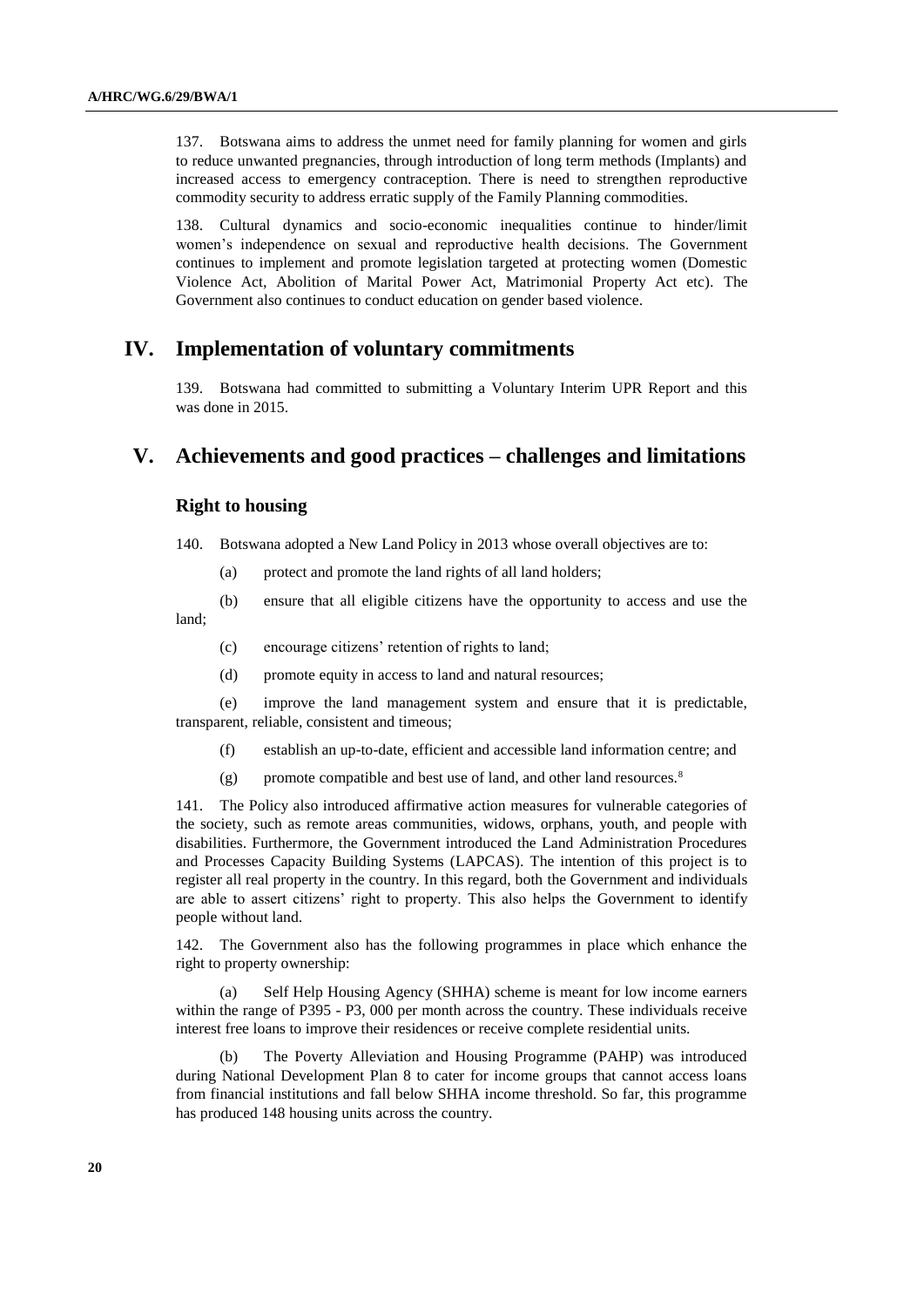137. Botswana aims to address the unmet need for family planning for women and girls to reduce unwanted pregnancies, through introduction of long term methods (Implants) and increased access to emergency contraception. There is need to strengthen reproductive commodity security to address erratic supply of the Family Planning commodities.

138. Cultural dynamics and socio-economic inequalities continue to hinder/limit women's independence on sexual and reproductive health decisions. The Government continues to implement and promote legislation targeted at protecting women (Domestic Violence Act, Abolition of Marital Power Act, Matrimonial Property Act etc). The Government also continues to conduct education on gender based violence.

## IV. Implementation of voluntary commitments

139. Botswana had committed to submitting a Voluntary Interim UPR Report and this was done in 2015.

## V. Achievements and good practices – challenges and limitations

### Right to housing

140. Botswana adopted a New Land Policy in 2013 whose overall objectives are to:

(a) protect and promote the land rights of all land holders;

(b) ensure that all eligible citizens have the opportunity to access and use the land;

(c) encourage citizens' retention of rights to land;

(d) promote equity in access to land and natural resources;

(e) improve the land management system and ensure that it is predictable, transparent, reliable, consistent and timeous;

(f) establish an up-to-date, efficient and accessible land information centre; and

(g) promote compatible and best use of land, and other land resources.[8]

141. The Policy also introduced affirmative action measures for vulnerable categories of the society, such as remote areas communities, widows, orphans, youth, and people with disabilities. Furthermore, the Government introduced the Land Administration Procedures and Processes Capacity Building Systems (LAPCAS). The intention of this project is to register all real property in the country. In this regard, both the Government and individuals are able to assert citizens' right to property. This also helps the Government to identify people without land.

142. The Government also has the following programmes in place which enhance the right to property ownership:

(a) Self Help Housing Agency (SHHA) scheme is meant for low income earners within the range of P395 - P3, 000 per month across the country. These individuals receive interest free loans to improve their residences or receive complete residential units.

(b) The Poverty Alleviation and Housing Programme (PAHP) was introduced during National Development Plan 8 to cater for income groups that cannot access loans from financial institutions and fall below SHHA income threshold. So far, this programme has produced 148 housing units across the country.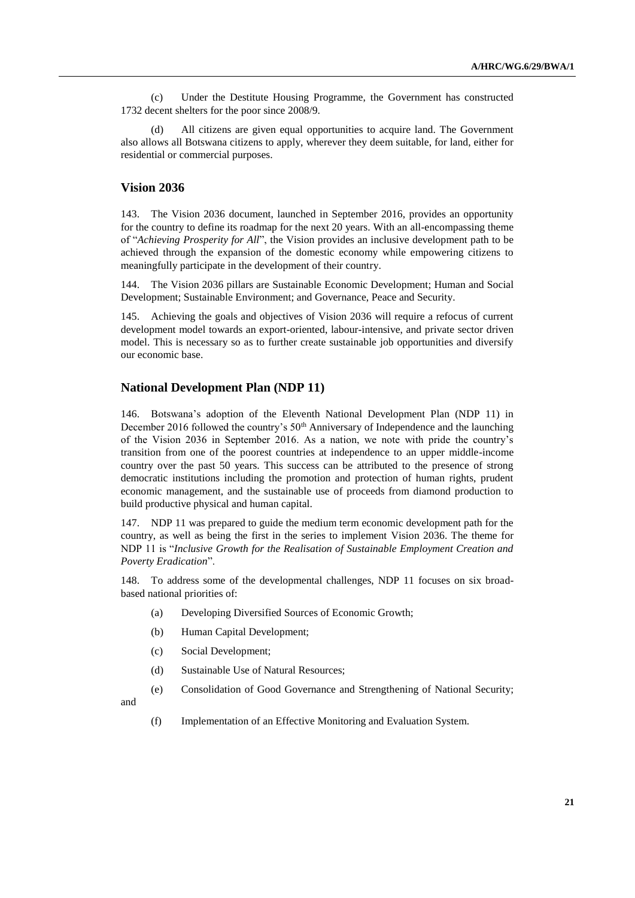(c) Under the Destitute Housing Programme, the Government has constructed 1732 decent shelters for the poor since 2008/9.

(d) All citizens are given equal opportunities to acquire land. The Government also allows all Botswana citizens to apply, wherever they deem suitable, for land, either for residential or commercial purposes.

## Vision 2036

143. The Vision 2036 document, launched in September 2016, provides an opportunity for the country to define its roadmap for the next 20 years. With an all-encompassing theme of "*Achieving Prosperity for All*", the Vision provides an inclusive development path to be achieved through the expansion of the domestic economy while empowering citizens to meaningfully participate in the development of their country.

144. The Vision 2036 pillars are Sustainable Economic Development; Human and Social Development; Sustainable Environment; and Governance, Peace and Security.

145. Achieving the goals and objectives of Vision 2036 will require a refocus of current development model towards an export-oriented, labour-intensive, and private sector driven model. This is necessary so as to further create sustainable job opportunities and diversify our economic base.

## National Development Plan (NDP 11)

146. Botswana's adoption of the Eleventh National Development Plan (NDP 11) in December 2016 followed the country's 50th Anniversary of Independence and the launching of the Vision 2036 in September 2016. As a nation, we note with pride the country's transition from one of the poorest countries at independence to an upper middle-income country over the past 50 years. This success can be attributed to the presence of strong democratic institutions including the promotion and protection of human rights, prudent economic management, and the sustainable use of proceeds from diamond production to build productive physical and human capital.

147. NDP 11 was prepared to guide the medium term economic development path for the country, as well as being the first in the series to implement Vision 2036. The theme for NDP 11 is "*Inclusive Growth for the Realisation of Sustainable Employment Creation and Poverty Eradication*".

148. To address some of the developmental challenges, NDP 11 focuses on six broad-based national priorities of:

(a) Developing Diversified Sources of Economic Growth;

(b) Human Capital Development;

(c) Social Development;

(d) Sustainable Use of Natural Resources;

(e) Consolidation of Good Governance and Strengthening of National Security; and

(f) Implementation of an Effective Monitoring and Evaluation System.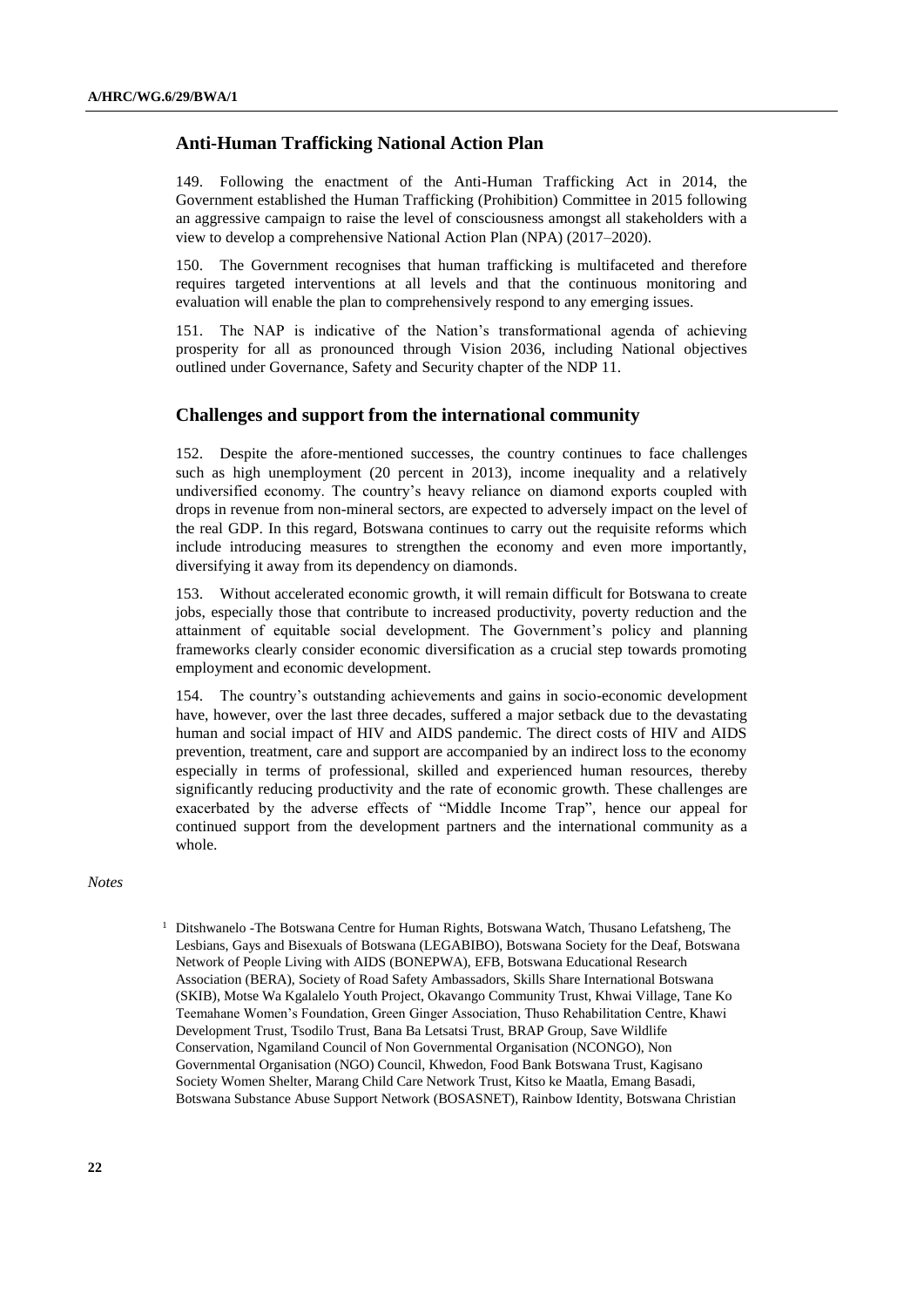## Anti-Human Trafficking National Action Plan

149. Following the enactment of the Anti-Human Trafficking Act in 2014, the Government established the Human Trafficking (Prohibition) Committee in 2015 following an aggressive campaign to raise the level of consciousness amongst all stakeholders with a view to develop a comprehensive National Action Plan (NPA) (2017–2020).

150. The Government recognises that human trafficking is multifaceted and therefore requires targeted interventions at all levels and that the continuous monitoring and evaluation will enable the plan to comprehensively respond to any emerging issues.

151. The NAP is indicative of the Nation's transformational agenda of achieving prosperity for all as pronounced through Vision 2036, including National objectives outlined under Governance, Safety and Security chapter of the NDP 11.

## Challenges and support from the international community

152. Despite the afore-mentioned successes, the country continues to face challenges such as high unemployment (20 percent in 2013), income inequality and a relatively undiversified economy. The country's heavy reliance on diamond exports coupled with drops in revenue from non-mineral sectors, are expected to adversely impact on the level of the real GDP. In this regard, Botswana continues to carry out the requisite reforms which include introducing measures to strengthen the economy and even more importantly, diversifying it away from its dependency on diamonds.

153. Without accelerated economic growth, it will remain difficult for Botswana to create jobs, especially those that contribute to increased productivity, poverty reduction and the attainment of equitable social development. The Government's policy and planning frameworks clearly consider economic diversification as a crucial step towards promoting employment and economic development.

154. The country's outstanding achievements and gains in socio-economic development have, however, over the last three decades, suffered a major setback due to the devastating human and social impact of HIV and AIDS pandemic. The direct costs of HIV and AIDS prevention, treatment, care and support are accompanied by an indirect loss to the economy especially in terms of professional, skilled and experienced human resources, thereby significantly reducing productivity and the rate of economic growth. These challenges are exacerbated by the adverse effects of "Middle Income Trap", hence our appeal for continued support from the development partners and the international community as a whole.

*Notes*

[1] Ditshwanelo -The Botswana Centre for Human Rights, Botswana Watch, Thusano Lefatsheng, The Lesbians, Gays and Bisexuals of Botswana (LEGABIBO), Botswana Society for the Deaf, Botswana Network of People Living with AIDS (BONEPWA), EFB, Botswana Educational Research Association (BERA), Society of Road Safety Ambassadors, Skills Share International Botswana (SKIB), Motse Wa Kgalalelo Youth Project, Okavango Community Trust, Khwai Village, Tane Ko Teemahane Women's Foundation, Green Ginger Association, Thuso Rehabilitation Centre, Khawi Development Trust, Tsodilo Trust, Bana Ba Letsatsi Trust, BRAP Group, Save Wildlife Conservation, Ngamiland Council of Non Governmental Organisation (NCONGO), Non Governmental Organisation (NGO) Council, Khwedon, Food Bank Botswana Trust, Kagisano Society Women Shelter, Marang Child Care Network Trust, Kitso ke Maatla, Emang Basadi, Botswana Substance Abuse Support Network (BOSASNET), Rainbow Identity, Botswana Christian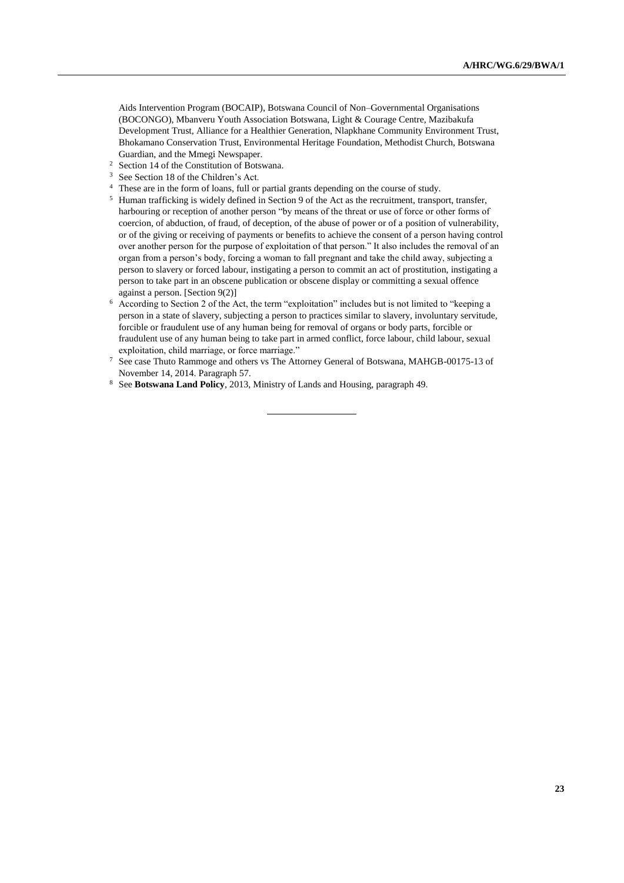Aids Intervention Program (BOCAIP), Botswana Council of Non–Governmental Organisations (BOCONGO), Mbanveru Youth Association Botswana, Light & Courage Centre, Mazibakufa Development Trust, Alliance for a Healthier Generation, Nlapkhane Community Environment Trust, Bhokamano Conservation Trust, Environmental Heritage Foundation, Methodist Church, Botswana Guardian, and the Mmegi Newspaper.

[2] Section 14 of the Constitution of Botswana.

[3] See Section 18 of the Children's Act.

[4] These are in the form of loans, full or partial grants depending on the course of study.

[5] Human trafficking is widely defined in Section 9 of the Act as the recruitment, transport, transfer, harbouring or reception of another person "by means of the threat or use of force or other forms of coercion, of abduction, of fraud, of deception, of the abuse of power or of a position of vulnerability, or of the giving or receiving of payments or benefits to achieve the consent of a person having control over another person for the purpose of exploitation of that person." It also includes the removal of an organ from a person's body, forcing a woman to fall pregnant and take the child away, subjecting a person to slavery or forced labour, instigating a person to commit an act of prostitution, instigating a person to take part in an obscene publication or obscene display or committing a sexual offence against a person. [Section 9(2)]

[6] According to Section 2 of the Act, the term "exploitation" includes but is not limited to "keeping a person in a state of slavery, subjecting a person to practices similar to slavery, involuntary servitude, forcible or fraudulent use of any human being for removal of organs or body parts, forcible or fraudulent use of any human being to take part in armed conflict, force labour, child labour, sexual exploitation, child marriage, or force marriage."

[7] See case Thuto Rammoge and others vs The Attorney General of Botswana, MAHGB-00175-13 of November 14, 2014. Paragraph 57.

[8] See **Botswana Land Policy**, 2013, Ministry of Lands and Housing, paragraph 49.